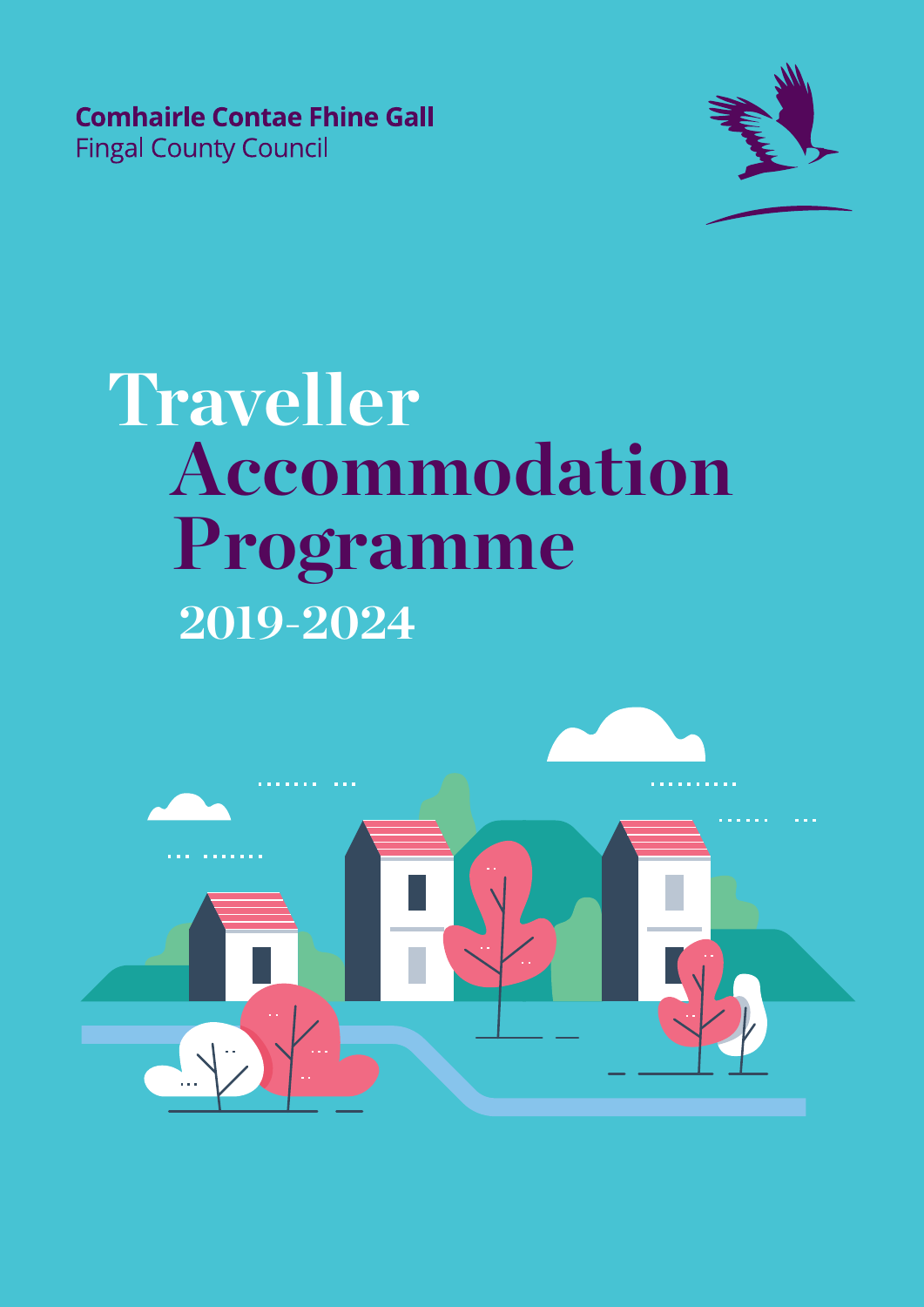**Comhairle Contae Fhine Gall**
Fingal County Council

# Traveller Accommodation Programme

## 2019-2024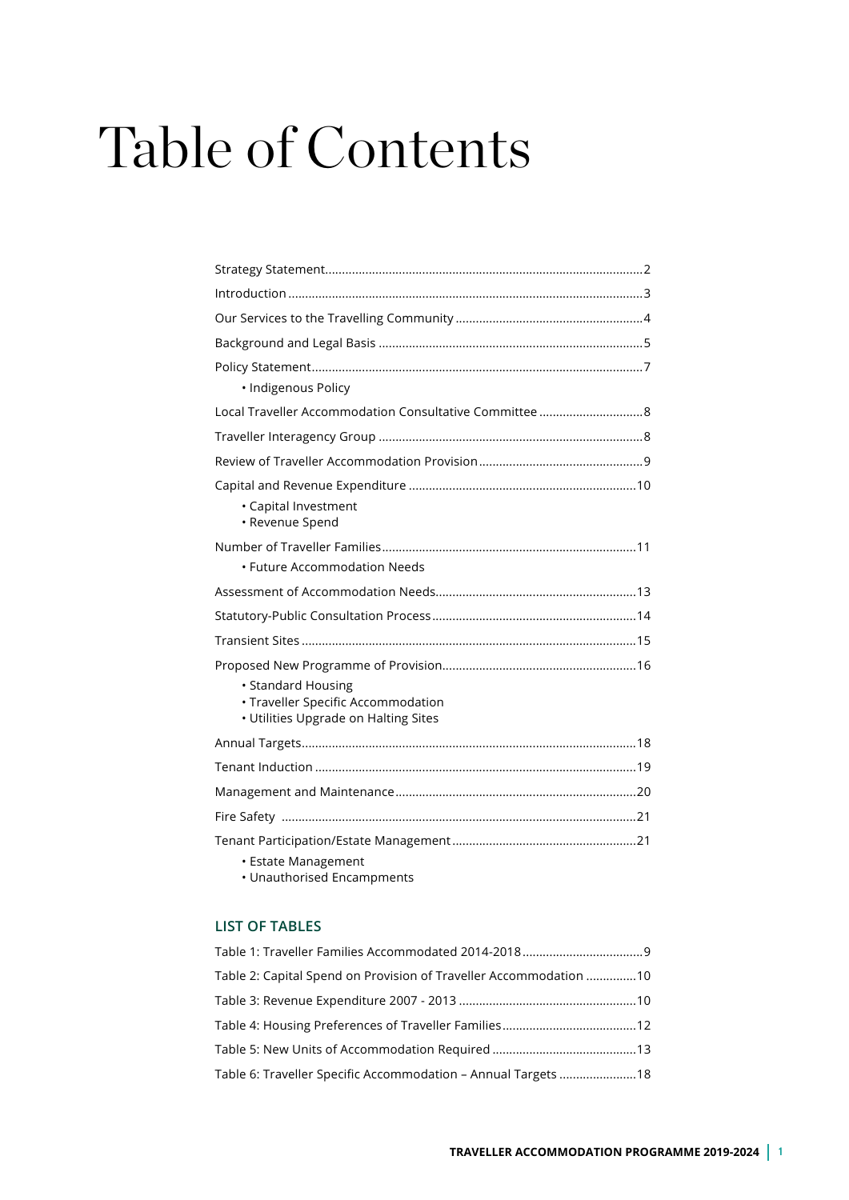# Table of Contents

Strategy Statement.....2

Introduction.....3

Our Services to the Travelling Community.....4

Background and Legal Basis.....5

Policy Statement.....7

- Indigenous Policy

Local Traveller Accommodation Consultative Committee.....8

Traveller Interagency Group.....8

Review of Traveller Accommodation Provision.....9

Capital and Revenue Expenditure.....10

- Capital Investment
- Revenue Spend

Number of Traveller Families.....11

- Future Accommodation Needs

Assessment of Accommodation Needs.....13

Statutory-Public Consultation Process.....14

Transient Sites.....15

Proposed New Programme of Provision.....16

- Standard Housing
- Traveller Specific Accommodation
- Utilities Upgrade on Halting Sites

Annual Targets.....18

Tenant Induction.....19

Management and Maintenance.....20

Fire Safety.....21

Tenant Participation/Estate Management.....21

- Estate Management
- Unauthorised Encampments

## LIST OF TABLES

Table 1: Traveller Families Accommodated 2014-2018.....9

Table 2: Capital Spend on Provision of Traveller Accommodation.....10

Table 3: Revenue Expenditure 2007 - 2013.....10

Table 4: Housing Preferences of Traveller Families.....12

Table 5: New Units of Accommodation Required.....13

Table 6: Traveller Specific Accommodation – Annual Targets.....18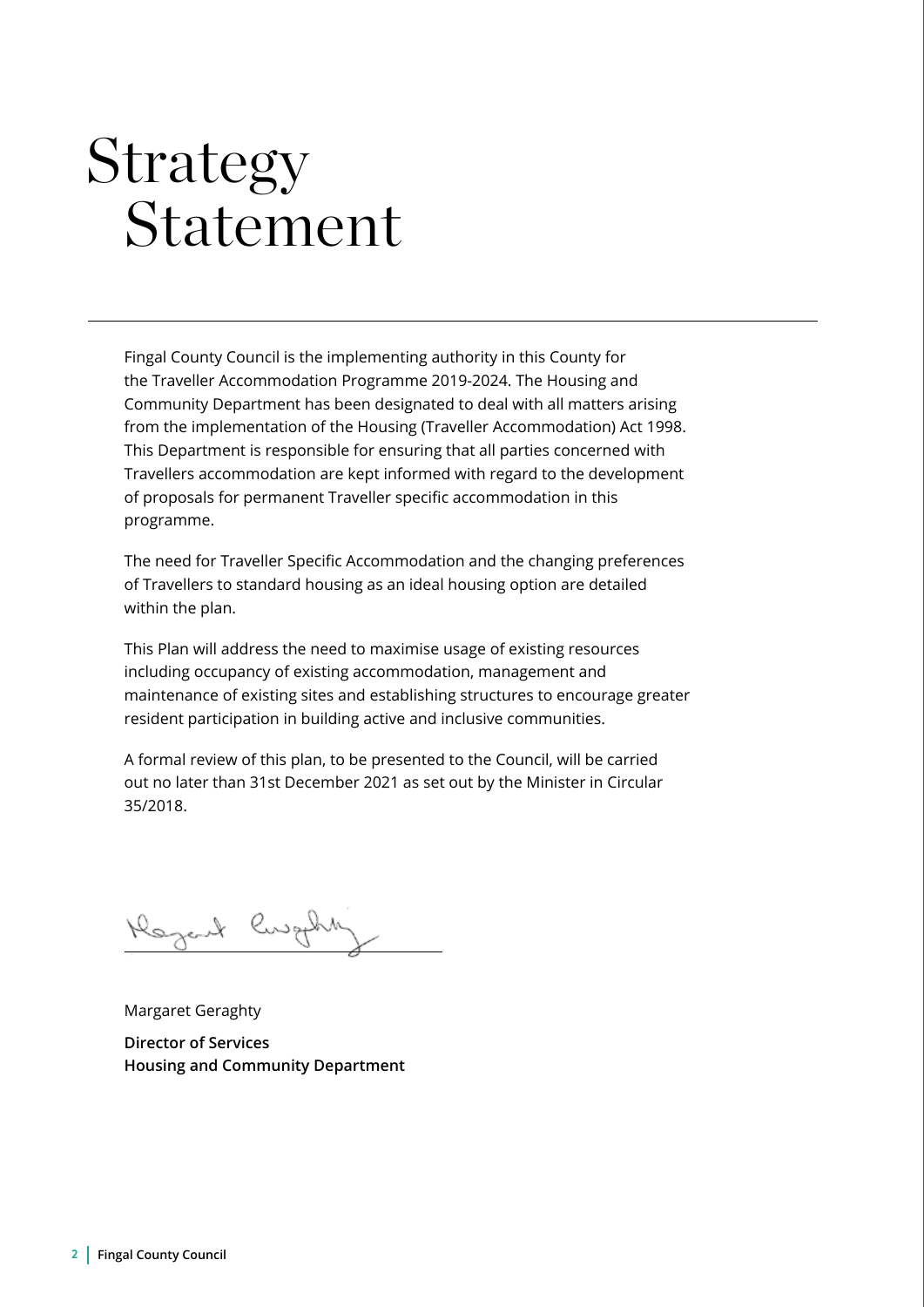# Strategy Statement

Fingal County Council is the implementing authority in this County for the Traveller Accommodation Programme 2019-2024. The Housing and Community Department has been designated to deal with all matters arising from the implementation of the Housing (Traveller Accommodation) Act 1998. This Department is responsible for ensuring that all parties concerned with Travellers accommodation are kept informed with regard to the development of proposals for permanent Traveller specific accommodation in this programme.

The need for Traveller Specific Accommodation and the changing preferences of Travellers to standard housing as an ideal housing option are detailed within the plan.

This Plan will address the need to maximise usage of existing resources including occupancy of existing accommodation, management and maintenance of existing sites and establishing structures to encourage greater resident participation in building active and inclusive communities.

A formal review of this plan, to be presented to the Council, will be carried out no later than 31st December 2021 as set out by the Minister in Circular 35/2018.

Margaret Geraghty

**Director of Services**
**Housing and Community Department**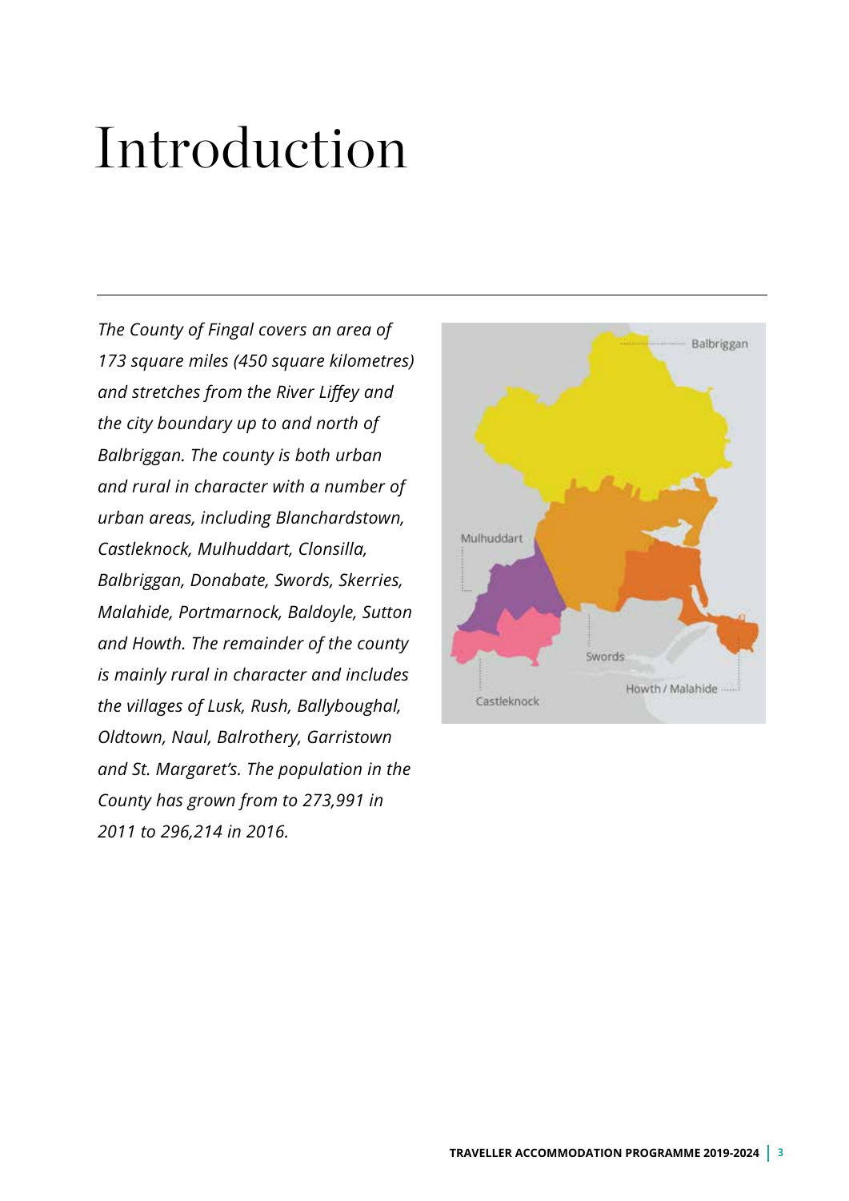# Introduction

*The County of Fingal covers an area of 173 square miles (450 square kilometres) and stretches from the River Liffey and the city boundary up to and north of Balbriggan. The county is both urban and rural in character with a number of urban areas, including Blanchardstown, Castleknock, Mulhuddart, Clonsilla, Balbriggan, Donabate, Swords, Skerries, Malahide, Portmarnock, Baldoyle, Sutton and Howth. The remainder of the county is mainly rural in character and includes the villages of Lusk, Rush, Ballyboughal, Oldtown, Naul, Balrothery, Garristown and St. Margaret's. The population in the County has grown from to 273,991 in 2011 to 296,214 in 2016.*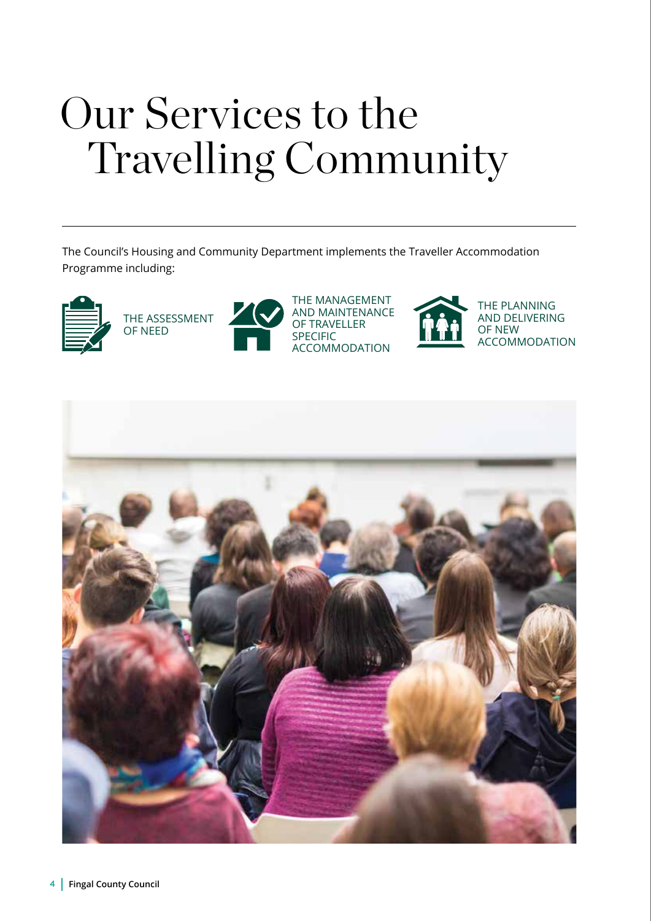# Our Services to the Travelling Community

The Council's Housing and Community Department implements the Traveller Accommodation Programme including:

- THE ASSESSMENT OF NEED
- THE MANAGEMENT AND MAINTENANCE OF TRAVELLER SPECIFIC ACCOMMODATION
- THE PLANNING AND DELIVERING OF NEW ACCOMMODATION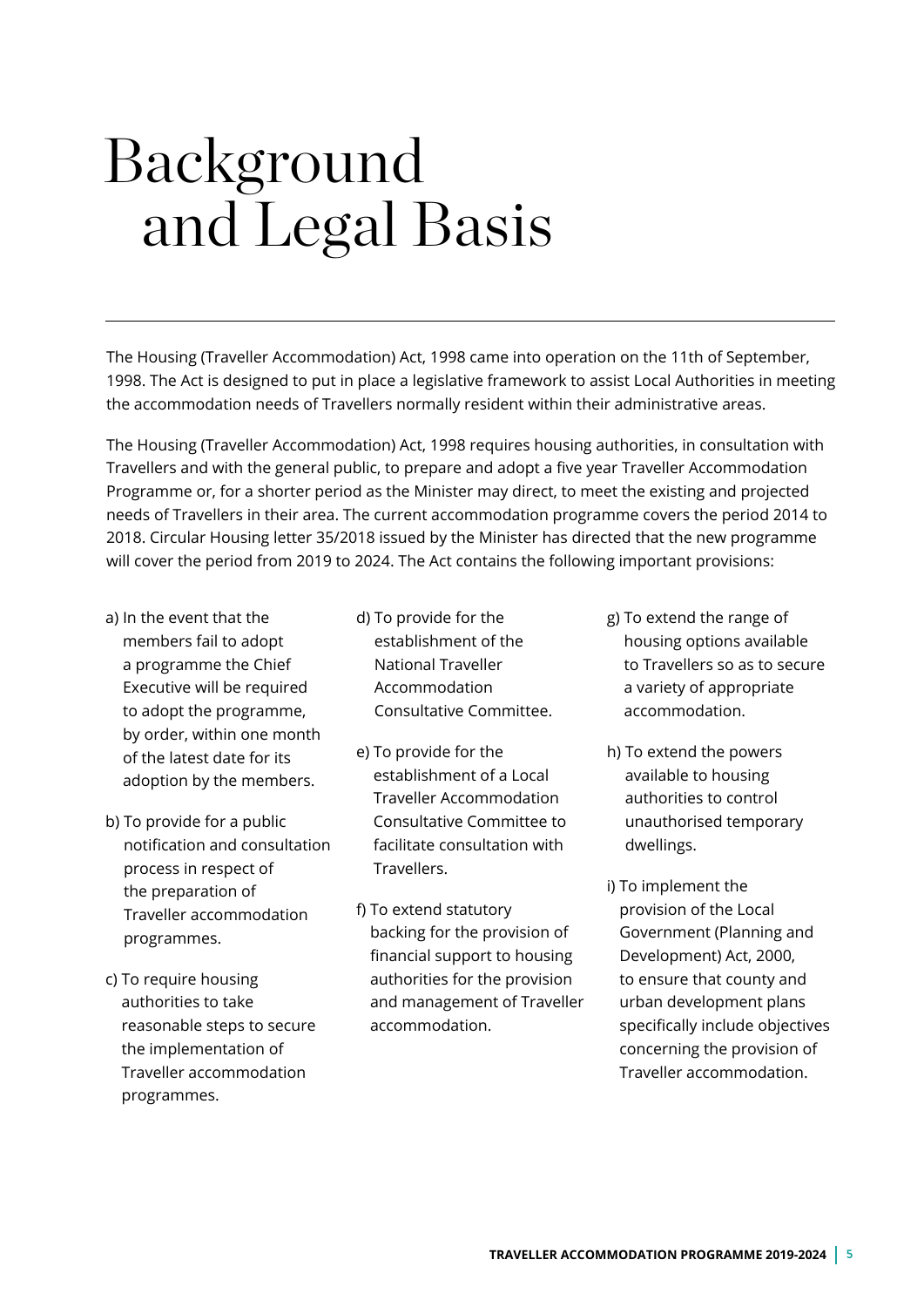# Background and Legal Basis

The Housing (Traveller Accommodation) Act, 1998 came into operation on the 11th of September, 1998. The Act is designed to put in place a legislative framework to assist Local Authorities in meeting the accommodation needs of Travellers normally resident within their administrative areas.

The Housing (Traveller Accommodation) Act, 1998 requires housing authorities, in consultation with Travellers and with the general public, to prepare and adopt a five year Traveller Accommodation Programme or, for a shorter period as the Minister may direct, to meet the existing and projected needs of Travellers in their area. The current accommodation programme covers the period 2014 to 2018. Circular Housing letter 35/2018 issued by the Minister has directed that the new programme will cover the period from 2019 to 2024. The Act contains the following important provisions:

a) In the event that the members fail to adopt a programme the Chief Executive will be required to adopt the programme, by order, within one month of the latest date for its adoption by the members.

b) To provide for a public notification and consultation process in respect of the preparation of Traveller accommodation programmes.

c) To require housing authorities to take reasonable steps to secure the implementation of Traveller accommodation programmes.

d) To provide for the establishment of the National Traveller Accommodation Consultative Committee.

e) To provide for the establishment of a Local Traveller Accommodation Consultative Committee to facilitate consultation with Travellers.

f) To extend statutory backing for the provision of financial support to housing authorities for the provision and management of Traveller accommodation.

g) To extend the range of housing options available to Travellers so as to secure a variety of appropriate accommodation.

h) To extend the powers available to housing authorities to control unauthorised temporary dwellings.

i) To implement the provision of the Local Government (Planning and Development) Act, 2000, to ensure that county and urban development plans specifically include objectives concerning the provision of Traveller accommodation.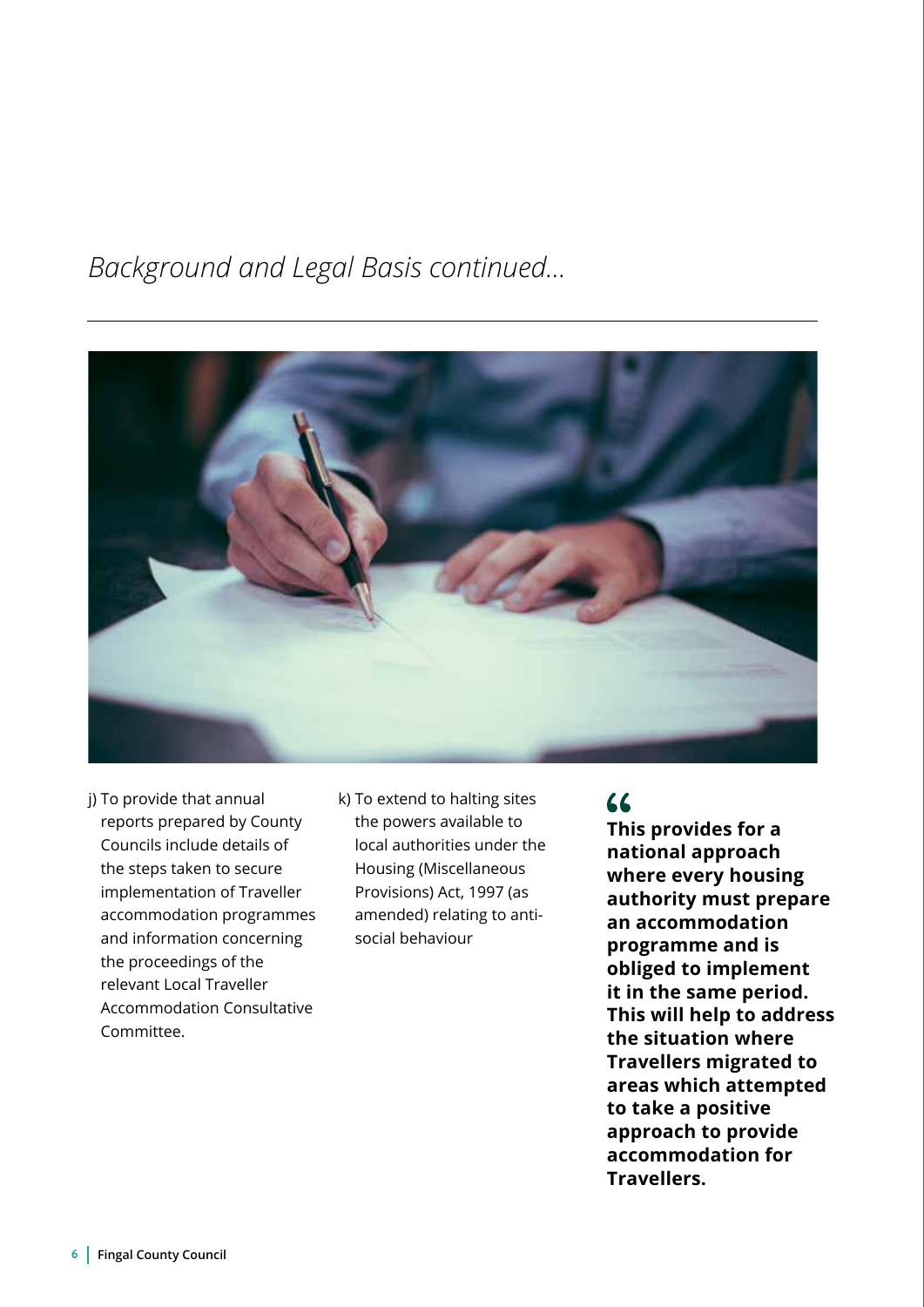*Background and Legal Basis continued...*

j) To provide that annual reports prepared by County Councils include details of the steps taken to secure implementation of Traveller accommodation programmes and information concerning the proceedings of the relevant Local Traveller Accommodation Consultative Committee.

k) To extend to halting sites the powers available to local authorities under the Housing (Miscellaneous Provisions) Act, 1997 (as amended) relating to anti-social behaviour

> **This provides for a national approach where every housing authority must prepare an accommodation programme and is obliged to implement it in the same period. This will help to address the situation where Travellers migrated to areas which attempted to take a positive approach to provide accommodation for Travellers.**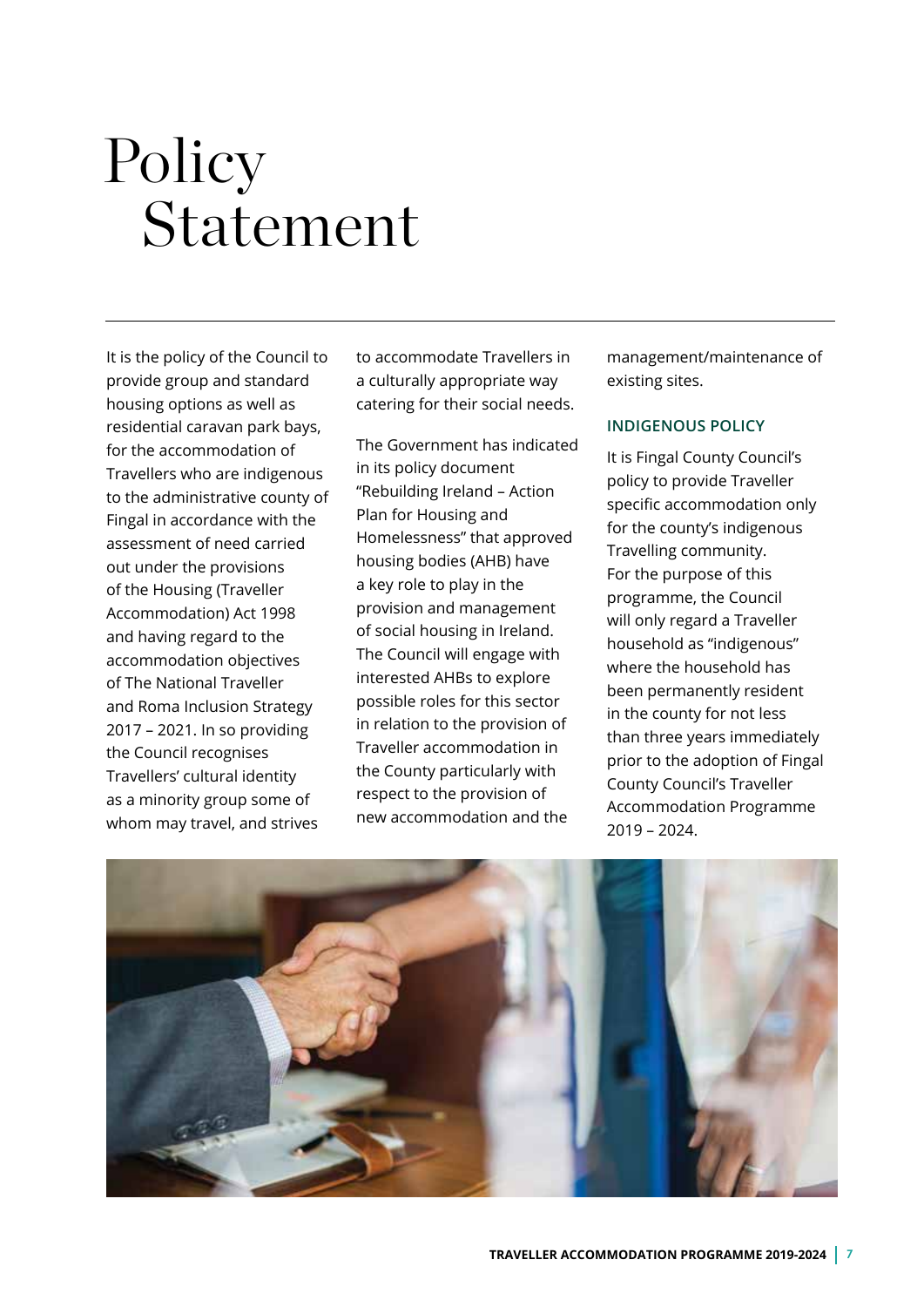# Policy Statement

It is the policy of the Council to provide group and standard housing options as well as residential caravan park bays, for the accommodation of Travellers who are indigenous to the administrative county of Fingal in accordance with the assessment of need carried out under the provisions of the Housing (Traveller Accommodation) Act 1998 and having regard to the accommodation objectives of The National Traveller and Roma Inclusion Strategy 2017 – 2021. In so providing the Council recognises Travellers' cultural identity as a minority group some of whom may travel, and strives to accommodate Travellers in a culturally appropriate way catering for their social needs.

The Government has indicated in its policy document "Rebuilding Ireland – Action Plan for Housing and Homelessness" that approved housing bodies (AHB) have a key role to play in the provision and management of social housing in Ireland. The Council will engage with interested AHBs to explore possible roles for this sector in relation to the provision of Traveller accommodation in the County particularly with respect to the provision of new accommodation and the management/maintenance of existing sites.

## INDIGENOUS POLICY

It is Fingal County Council's policy to provide Traveller specific accommodation only for the county's indigenous Travelling community. For the purpose of this programme, the Council will only regard a Traveller household as "indigenous" where the household has been permanently resident in the county for not less than three years immediately prior to the adoption of Fingal County Council's Traveller Accommodation Programme 2019 – 2024.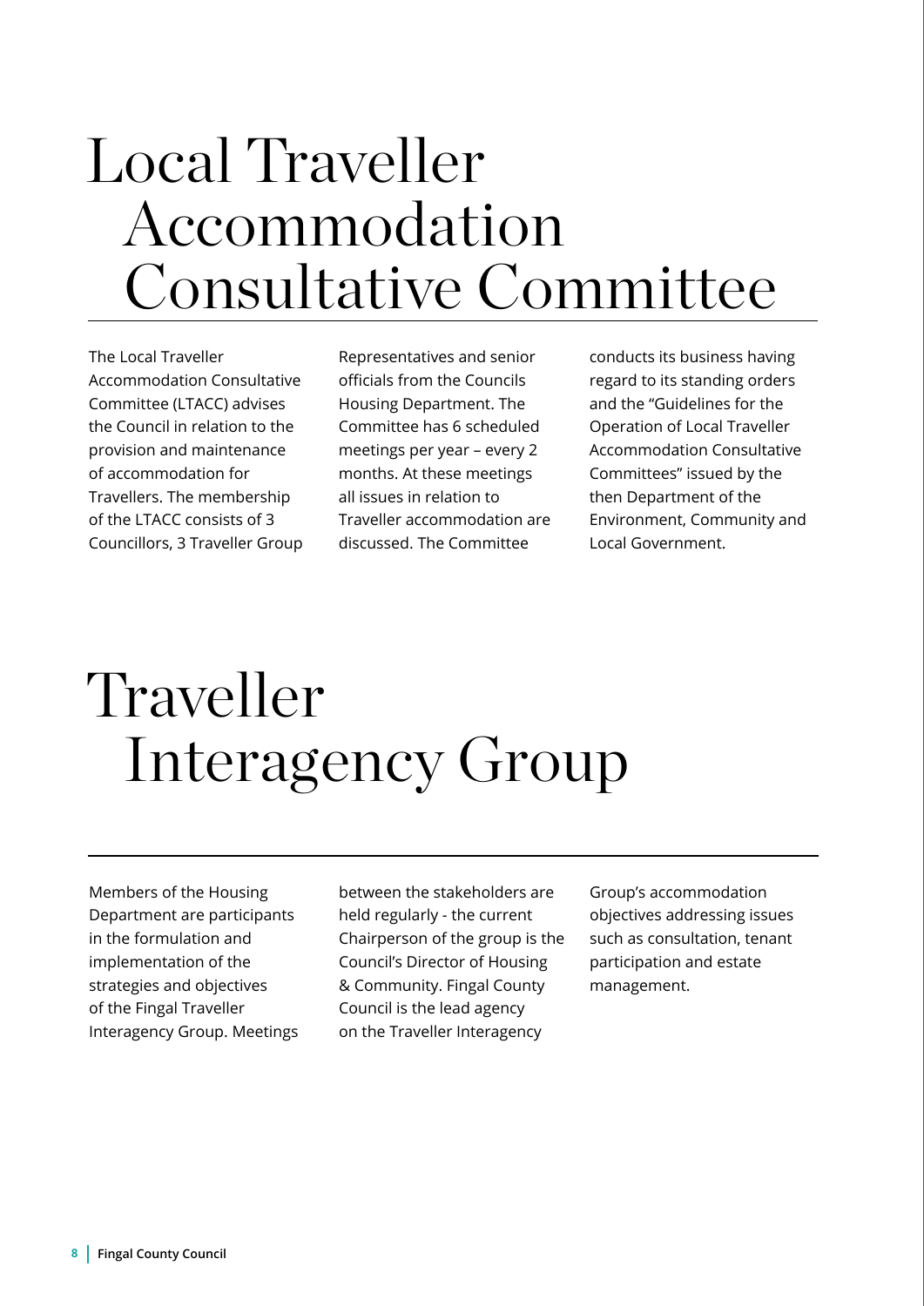# Local Traveller Accommodation Consultative Committee

The Local Traveller Accommodation Consultative Committee (LTACC) advises the Council in relation to the provision and maintenance of accommodation for Travellers. The membership of the LTACC consists of 3 Councillors, 3 Traveller Group Representatives and senior officials from the Councils Housing Department. The Committee has 6 scheduled meetings per year – every 2 months. At these meetings all issues in relation to Traveller accommodation are discussed. The Committee conducts its business having regard to its standing orders and the "Guidelines for the Operation of Local Traveller Accommodation Consultative Committees" issued by the then Department of the Environment, Community and Local Government.

# Traveller Interagency Group

Members of the Housing Department are participants in the formulation and implementation of the strategies and objectives of the Fingal Traveller Interagency Group. Meetings between the stakeholders are held regularly - the current Chairperson of the group is the Council's Director of Housing & Community. Fingal County Council is the lead agency on the Traveller Interagency Group's accommodation objectives addressing issues such as consultation, tenant participation and estate management.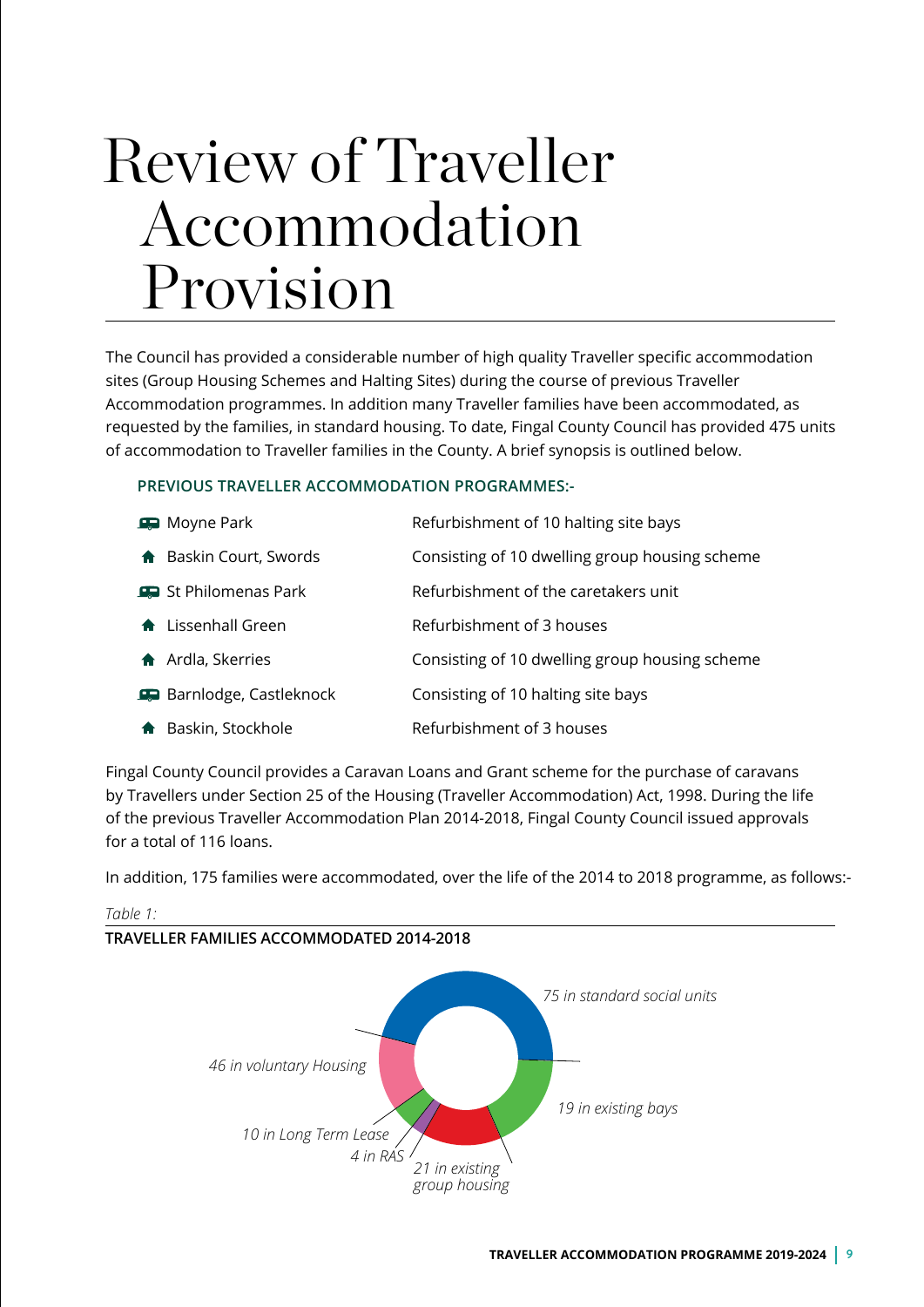# Review of Traveller Accommodation Provision

The Council has provided a considerable number of high quality Traveller specific accommodation sites (Group Housing Schemes and Halting Sites) during the course of previous Traveller Accommodation programmes. In addition many Traveller families have been accommodated, as requested by the families, in standard housing. To date, Fingal County Council has provided 475 units of accommodation to Traveller families in the County. A brief synopsis is outlined below.

**PREVIOUS TRAVELLER ACCOMMODATION PROGRAMMES:-**

| | |
|---|---|
| Moyne Park | Refurbishment of 10 halting site bays |
| Baskin Court, Swords | Consisting of 10 dwelling group housing scheme |
| St Philomenas Park | Refurbishment of the caretakers unit |
| Lissenhall Green | Refurbishment of 3 houses |
| Ardla, Skerries | Consisting of 10 dwelling group housing scheme |
| Barnlodge, Castleknock | Consisting of 10 halting site bays |
| Baskin, Stockhole | Refurbishment of 3 houses |

Fingal County Council provides a Caravan Loans and Grant scheme for the purchase of caravans by Travellers under Section 25 of the Housing (Traveller Accommodation) Act, 1998. During the life of the previous Traveller Accommodation Plan 2014-2018, Fingal County Council issued approvals for a total of 116 loans.

In addition, 175 families were accommodated, over the life of the 2014 to 2018 programme, as follows:-

*Table 1:*

**TRAVELLER FAMILIES ACCOMMODATED 2014-2018**

*75 in standard social units*

*19 in existing bays*

*21 in existing group housing*

*4 in RAS*

*10 in Long Term Lease*

*46 in voluntary Housing*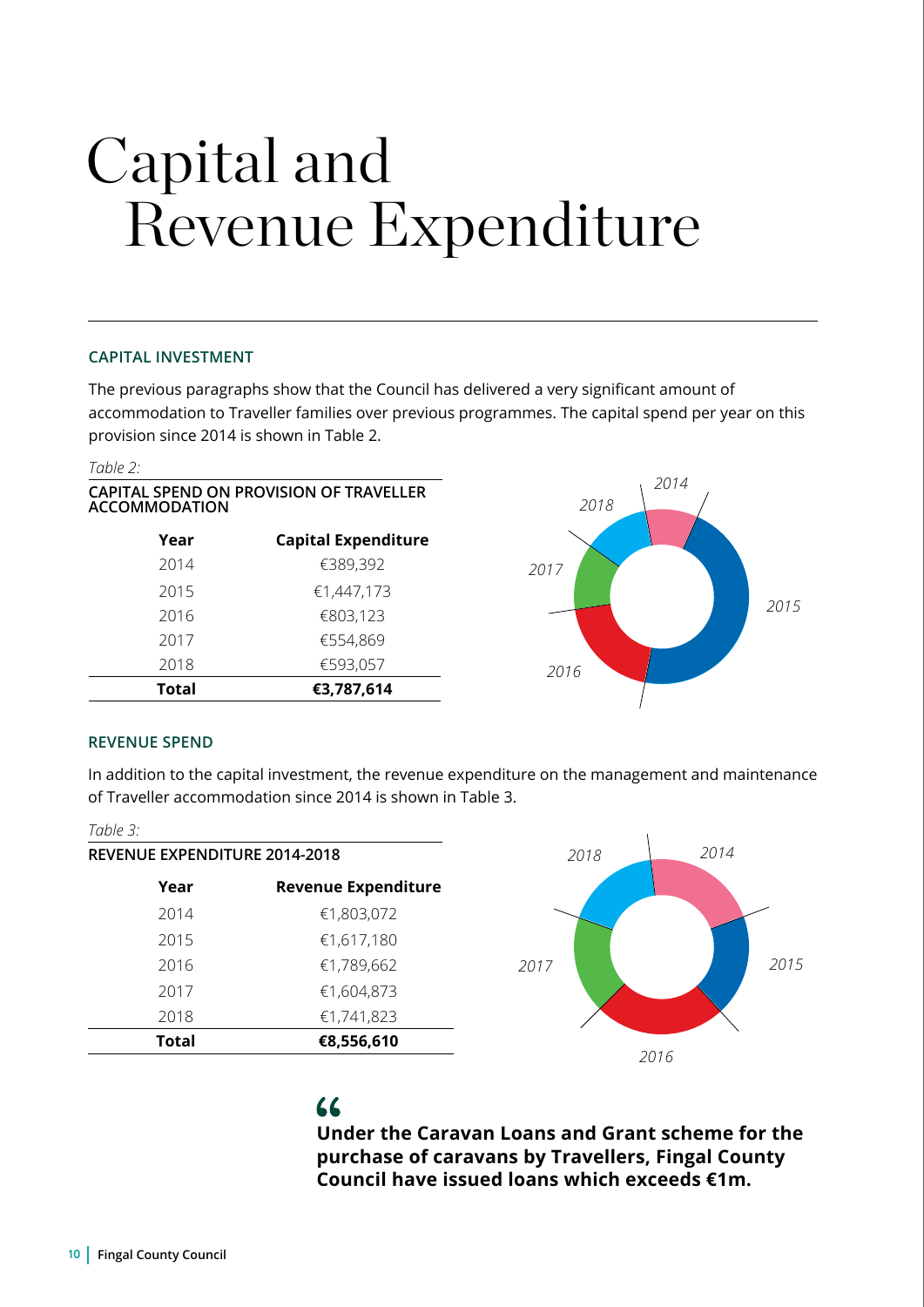# Capital and Revenue Expenditure

### CAPITAL INVESTMENT

The previous paragraphs show that the Council has delivered a very significant amount of accommodation to Traveller families over previous programmes. The capital spend per year on this provision since 2014 is shown in Table 2.

*Table 2:*

**CAPITAL SPEND ON PROVISION OF TRAVELLER ACCOMMODATION**

| Year | Capital Expenditure |
|---|---|
| 2014 | €389,392 |
| 2015 | €1,447,173 |
| 2016 | €803,123 |
| 2017 | €554,869 |
| 2018 | €593,057 |
| **Total** | **€3,787,614** |

### REVENUE SPEND

In addition to the capital investment, the revenue expenditure on the management and maintenance of Traveller accommodation since 2014 is shown in Table 3.

*Table 3:*

**REVENUE EXPENDITURE 2014-2018**

| Year | Revenue Expenditure |
|---|---|
| 2014 | €1,803,072 |
| 2015 | €1,617,180 |
| 2016 | €1,789,662 |
| 2017 | €1,604,873 |
| 2018 | €1,741,823 |
| **Total** | **€8,556,610** |

> **Under the Caravan Loans and Grant scheme for the purchase of caravans by Travellers, Fingal County Council have issued loans which exceeds €1m.**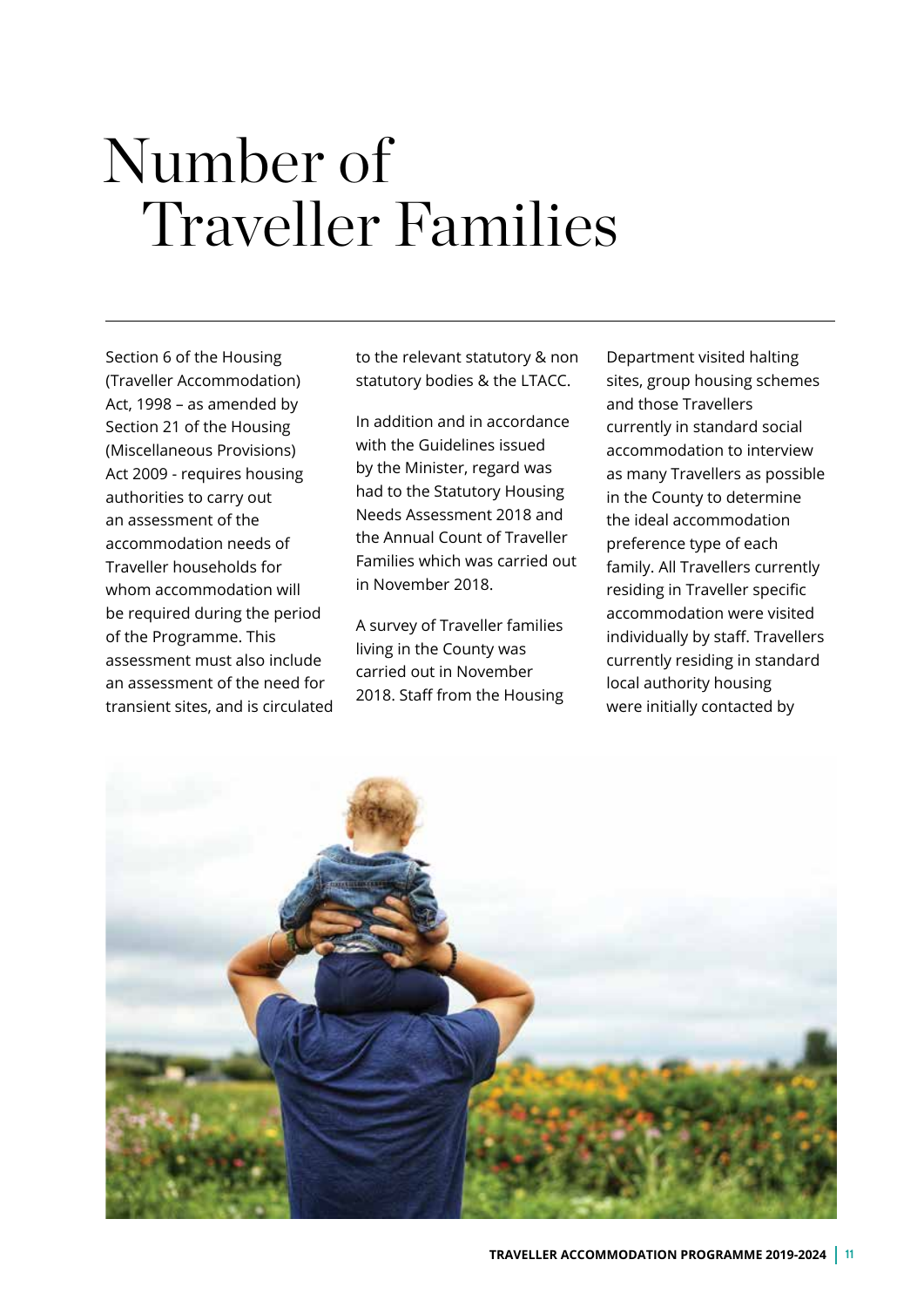# Number of Traveller Families

Section 6 of the Housing (Traveller Accommodation) Act, 1998 – as amended by Section 21 of the Housing (Miscellaneous Provisions) Act 2009 - requires housing authorities to carry out an assessment of the accommodation needs of Traveller households for whom accommodation will be required during the period of the Programme. This assessment must also include an assessment of the need for transient sites, and is circulated to the relevant statutory & non statutory bodies & the LTACC.

In addition and in accordance with the Guidelines issued by the Minister, regard was had to the Statutory Housing Needs Assessment 2018 and the Annual Count of Traveller Families which was carried out in November 2018.

A survey of Traveller families living in the County was carried out in November 2018. Staff from the Housing Department visited halting sites, group housing schemes and those Travellers currently in standard social accommodation to interview as many Travellers as possible in the County to determine the ideal accommodation preference type of each family. All Travellers currently residing in Traveller specific accommodation were visited individually by staff. Travellers currently residing in standard local authority housing were initially contacted by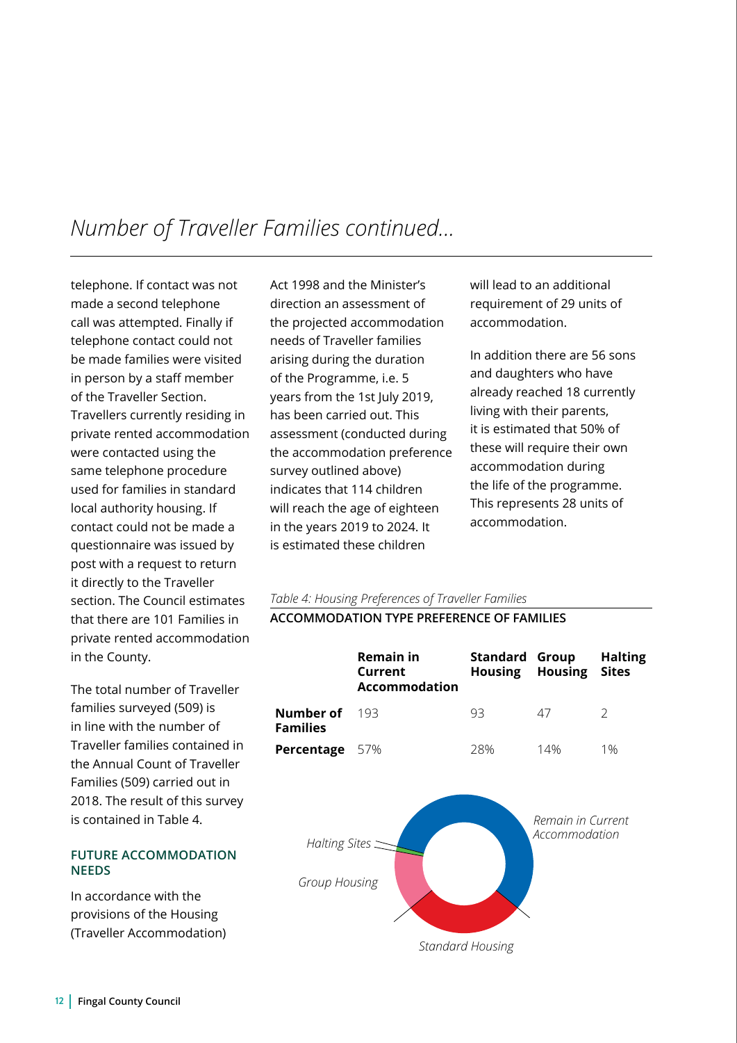# *Number of Traveller Families continued...*

telephone. If contact was not made a second telephone call was attempted. Finally if telephone contact could not be made families were visited in person by a staff member of the Traveller Section. Travellers currently residing in private rented accommodation were contacted using the same telephone procedure used for families in standard local authority housing. If contact could not be made a questionnaire was issued by post with a request to return it directly to the Traveller section. The Council estimates that there are 101 Families in private rented accommodation in the County.

The total number of Traveller families surveyed (509) is in line with the number of Traveller families contained in the Annual Count of Traveller Families (509) carried out in 2018. The result of this survey is contained in Table 4.

### FUTURE ACCOMMODATION NEEDS

In accordance with the provisions of the Housing (Traveller Accommodation) Act 1998 and the Minister's direction an assessment of the projected accommodation needs of Traveller families arising during the duration of the Programme, i.e. 5 years from the 1st July 2019, has been carried out. This assessment (conducted during the accommodation preference survey outlined above) indicates that 114 children will reach the age of eighteen in the years 2019 to 2024. It is estimated these children will lead to an additional requirement of 29 units of accommodation.

In addition there are 56 sons and daughters who have already reached 18 currently living with their parents, it is estimated that 50% of these will require their own accommodation during the life of the programme. This represents 28 units of accommodation.

*Table 4: Housing Preferences of Traveller Families*

**ACCOMMODATION TYPE PREFERENCE OF FAMILIES**

| | Remain in Current Accommodation | Standard Housing | Group Housing | Halting Sites |
|---|---|---|---|---|
| **Number of Families** | 193 | 93 | 47 | 2 |
| **Percentage** | 57% | 28% | 14% | 1% |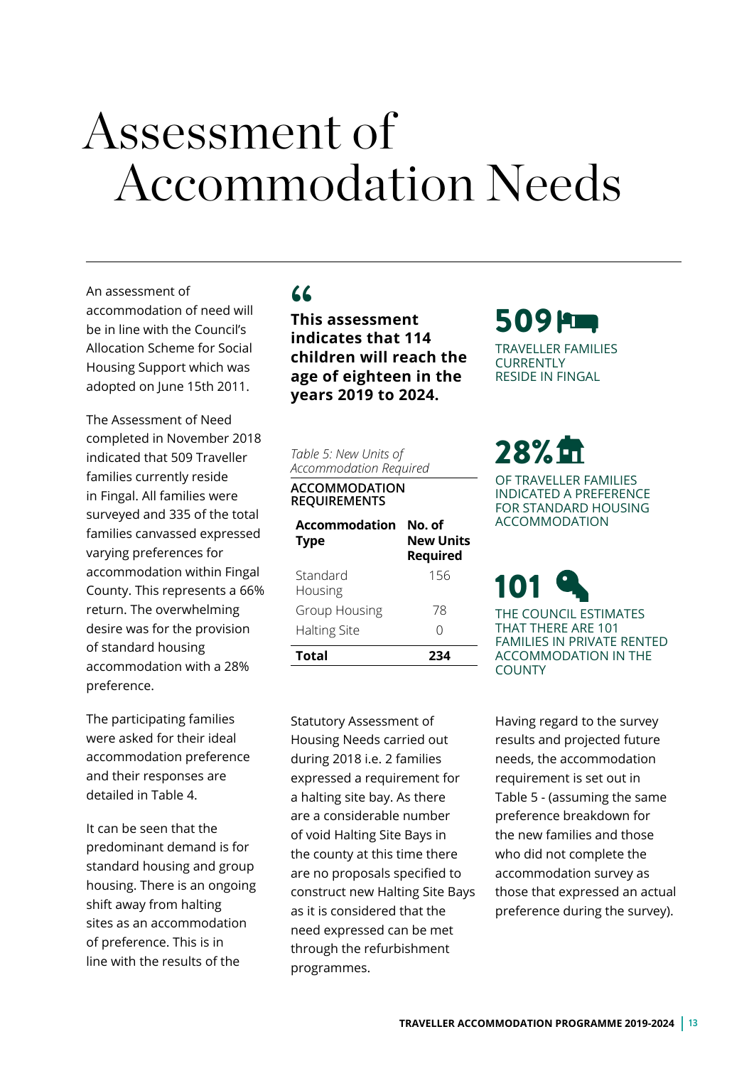# Assessment of Accommodation Needs

An assessment of accommodation of need will be in line with the Council's Allocation Scheme for Social Housing Support which was adopted on June 15th 2011.

The Assessment of Need completed in November 2018 indicated that 509 Traveller families currently reside in Fingal. All families were surveyed and 335 of the total families canvassed expressed varying preferences for accommodation within Fingal County. This represents a 66% return. The overwhelming desire was for the provision of standard housing accommodation with a 28% preference.

The participating families were asked for their ideal accommodation preference and their responses are detailed in Table 4.

It can be seen that the predominant demand is for standard housing and group housing. There is an ongoing shift away from halting sites as an accommodation of preference. This is in line with the results of the

> **This assessment indicates that 114 children will reach the age of eighteen in the years 2019 to 2024.**

*Table 5: New Units of Accommodation Required*

**ACCOMMODATION REQUIREMENTS**

| Accommodation Type | No. of New Units Required |
|---|---|
| Standard Housing | 156 |
| Group Housing | 78 |
| Halting Site | 0 |
| **Total** | **234** |

Statutory Assessment of Housing Needs carried out during 2018 i.e. 2 families expressed a requirement for a halting site bay. As there are a considerable number of void Halting Site Bays in the county at this time there are no proposals specified to construct new Halting Site Bays as it is considered that the need expressed can be met through the refurbishment programmes.

**509**
TRAVELLER FAMILIES CURRENTLY RESIDE IN FINGAL

**28%**
OF TRAVELLER FAMILIES INDICATED A PREFERENCE FOR STANDARD HOUSING ACCOMMODATION

**101**
THE COUNCIL ESTIMATES THAT THERE ARE 101 FAMILIES IN PRIVATE RENTED ACCOMMODATION IN THE COUNTY

Having regard to the survey results and projected future needs, the accommodation requirement is set out in Table 5 - (assuming the same preference breakdown for the new families and those who did not complete the accommodation survey as those that expressed an actual preference during the survey).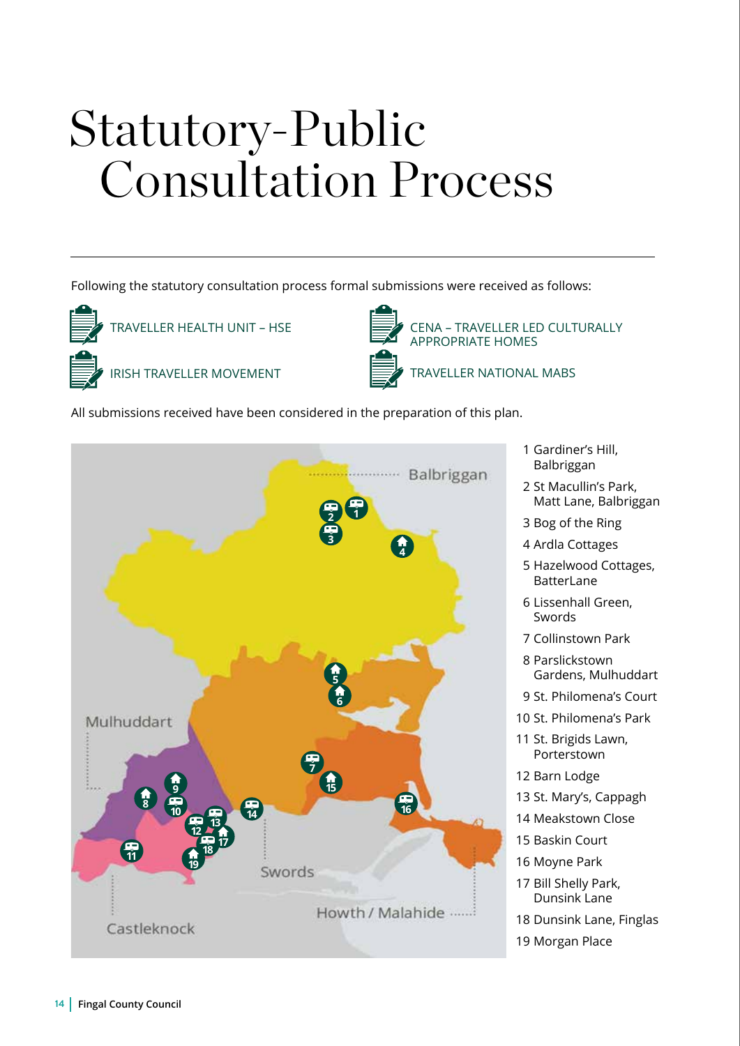# Statutory-Public Consultation Process

Following the statutory consultation process formal submissions were received as follows:

- TRAVELLER HEALTH UNIT – HSE
- CENA – TRAVELLER LED CULTURALLY APPROPRIATE HOMES
- IRISH TRAVELLER MOVEMENT
- TRAVELLER NATIONAL MABS

All submissions received have been considered in the preparation of this plan.

Balbriggan

Mulhuddart

Swords

Howth / Malahide

Castleknock

1. Gardiner's Hill, Balbriggan
2. St Macullin's Park, Matt Lane, Balbriggan
3. Bog of the Ring
4. Ardla Cottages
5. Hazelwood Cottages, BatterLane
6. Lissenhall Green, Swords
7. Collinstown Park
8. Parslickstown Gardens, Mulhuddart
9. St. Philomena's Court
10. St. Philomena's Park
11. St. Brigids Lawn, Porterstown
12. Barn Lodge
13. St. Mary's, Cappagh
14. Meakstown Close
15. Baskin Court
16. Moyne Park
17. Bill Shelly Park, Dunsink Lane
18. Dunsink Lane, Finglas
19. Morgan Place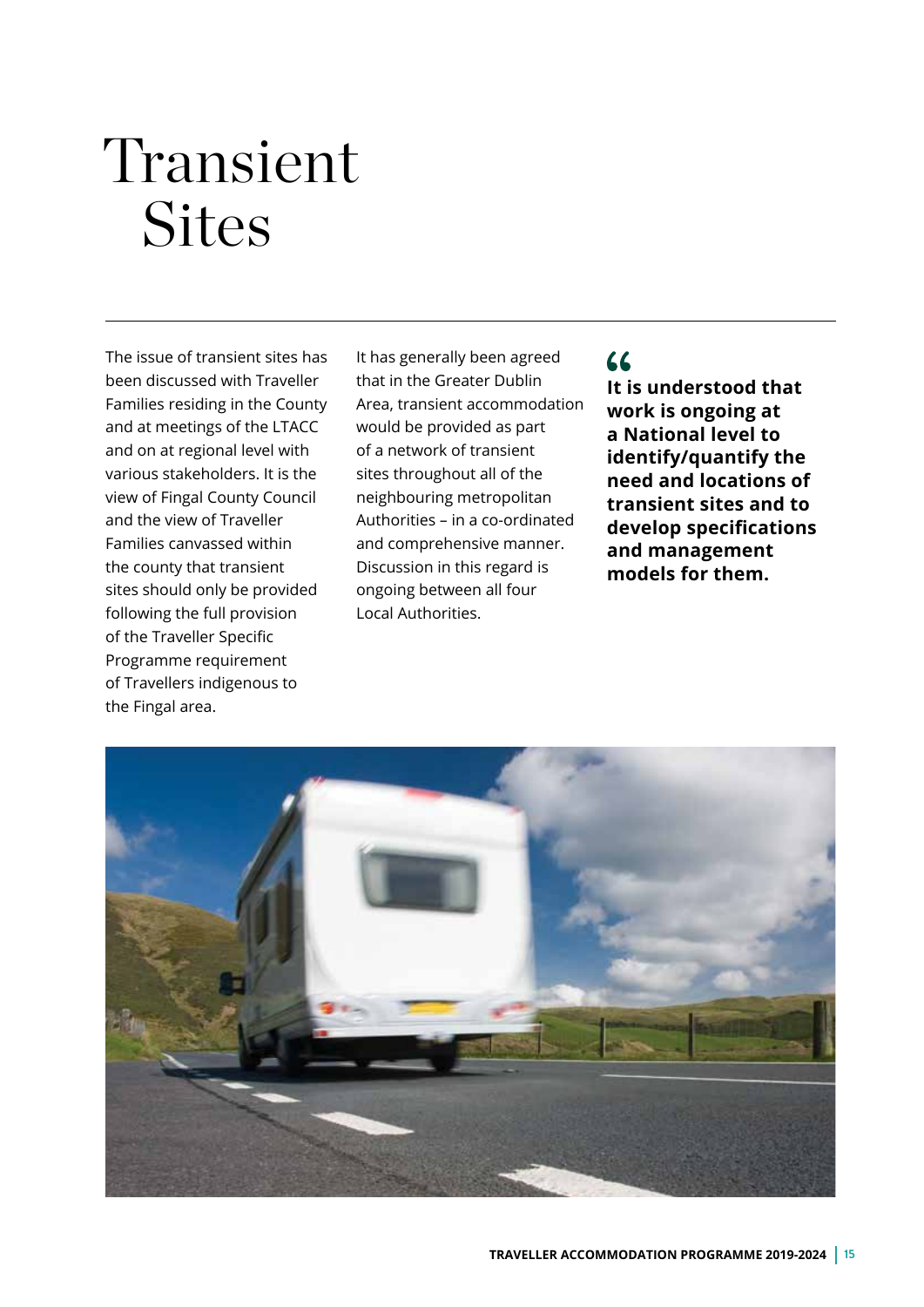# Transient Sites

The issue of transient sites has been discussed with Traveller Families residing in the County and at meetings of the LTACC and on at regional level with various stakeholders. It is the view of Fingal County Council and the view of Traveller Families canvassed within the county that transient sites should only be provided following the full provision of the Traveller Specific Programme requirement of Travellers indigenous to the Fingal area.

It has generally been agreed that in the Greater Dublin Area, transient accommodation would be provided as part of a network of transient sites throughout all of the neighbouring metropolitan Authorities – in a co-ordinated and comprehensive manner. Discussion in this regard is ongoing between all four Local Authorities.

> **"It is understood that work is ongoing at a National level to identify/quantify the need and locations of transient sites and to develop specifications and management models for them.**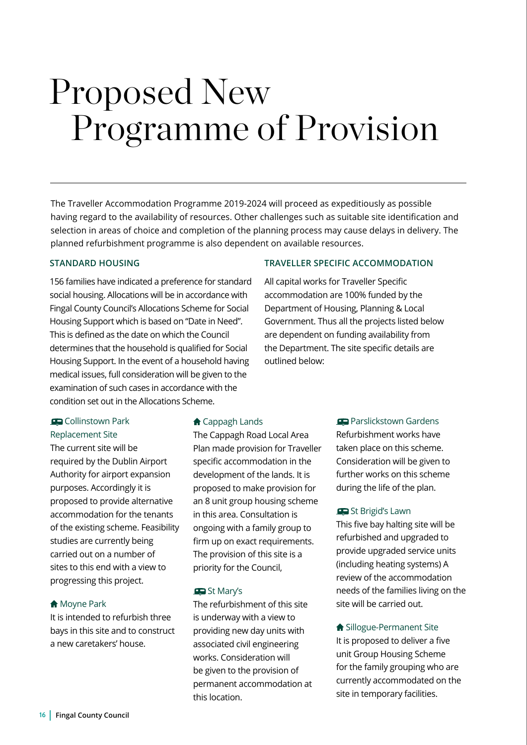# Proposed New Programme of Provision

The Traveller Accommodation Programme 2019-2024 will proceed as expeditiously as possible having regard to the availability of resources. Other challenges such as suitable site identification and selection in areas of choice and completion of the planning process may cause delays in delivery. The planned refurbishment programme is also dependent on available resources.

## STANDARD HOUSING

156 families have indicated a preference for standard social housing. Allocations will be in accordance with Fingal County Council's Allocations Scheme for Social Housing Support which is based on "Date in Need". This is defined as the date on which the Council determines that the household is qualified for Social Housing Support. In the event of a household having medical issues, full consideration will be given to the examination of such cases in accordance with the condition set out in the Allocations Scheme.

## TRAVELLER SPECIFIC ACCOMMODATION

All capital works for Traveller Specific accommodation are 100% funded by the Department of Housing, Planning & Local Government. Thus all the projects listed below are dependent on funding availability from the Department. The site specific details are outlined below:

### Collinstown Park Replacement Site

The current site will be required by the Dublin Airport Authority for airport expansion purposes. Accordingly it is proposed to provide alternative accommodation for the tenants of the existing scheme. Feasibility studies are currently being carried out on a number of sites to this end with a view to progressing this project.

### Moyne Park

It is intended to refurbish three bays in this site and to construct a new caretakers' house.

### Cappagh Lands

The Cappagh Road Local Area Plan made provision for Traveller specific accommodation in the development of the lands. It is proposed to make provision for an 8 unit group housing scheme in this area. Consultation is ongoing with a family group to firm up on exact requirements. The provision of this site is a priority for the Council,

### St Mary's

The refurbishment of this site is underway with a view to providing new day units with associated civil engineering works. Consideration will be given to the provision of permanent accommodation at this location.

### Parslickstown Gardens

Refurbishment works have taken place on this scheme. Consideration will be given to further works on this scheme during the life of the plan.

### St Brigid's Lawn

This five bay halting site will be refurbished and upgraded to provide upgraded service units (including heating systems) A review of the accommodation needs of the families living on the site will be carried out.

### Sillogue-Permanent Site

It is proposed to deliver a five unit Group Housing Scheme for the family grouping who are currently accommodated on the site in temporary facilities.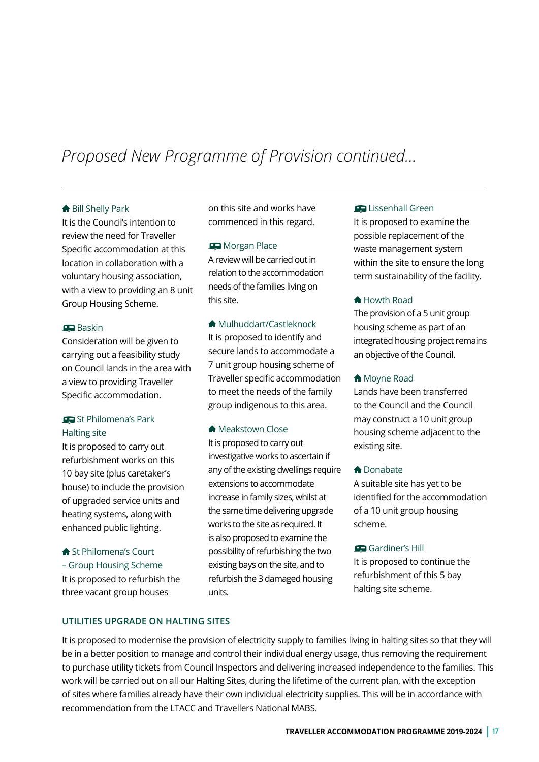# *Proposed New Programme of Provision continued...*

### Bill Shelly Park

It is the Council's intention to review the need for Traveller Specific accommodation at this location in collaboration with a voluntary housing association, with a view to providing an 8 unit Group Housing Scheme.

### Baskin

Consideration will be given to carrying out a feasibility study on Council lands in the area with a view to providing Traveller Specific accommodation.

### St Philomena's Park Halting site

It is proposed to carry out refurbishment works on this 10 bay site (plus caretaker's house) to include the provision of upgraded service units and heating systems, along with enhanced public lighting.

### St Philomena's Court – Group Housing Scheme

It is proposed to refurbish the three vacant group houses on this site and works have commenced in this regard.

### Morgan Place

A review will be carried out in relation to the accommodation needs of the families living on this site.

### Mulhuddart/Castleknock

It is proposed to identify and secure lands to accommodate a 7 unit group housing scheme of Traveller specific accommodation to meet the needs of the family group indigenous to this area.

### Meakstown Close

It is proposed to carry out investigative works to ascertain if any of the existing dwellings require extensions to accommodate increase in family sizes, whilst at the same time delivering upgrade works to the site as required. It is also proposed to examine the possibility of refurbishing the two existing bays on the site, and to refurbish the 3 damaged housing units.

### Lissenhall Green

It is proposed to examine the possible replacement of the waste management system within the site to ensure the long term sustainability of the facility.

### Howth Road

The provision of a 5 unit group housing scheme as part of an integrated housing project remains an objective of the Council.

### Moyne Road

Lands have been transferred to the Council and the Council may construct a 10 unit group housing scheme adjacent to the existing site.

### Donabate

A suitable site has yet to be identified for the accommodation of a 10 unit group housing scheme.

### Gardiner's Hill

It is proposed to continue the refurbishment of this 5 bay halting site scheme.

## UTILITIES UPGRADE ON HALTING SITES

It is proposed to modernise the provision of electricity supply to families living in halting sites so that they will be in a better position to manage and control their individual energy usage, thus removing the requirement to purchase utility tickets from Council Inspectors and delivering increased independence to the families. This work will be carried out on all our Halting Sites, during the lifetime of the current plan, with the exception of sites where families already have their own individual electricity supplies. This will be in accordance with recommendation from the LTACC and Travellers National MABS.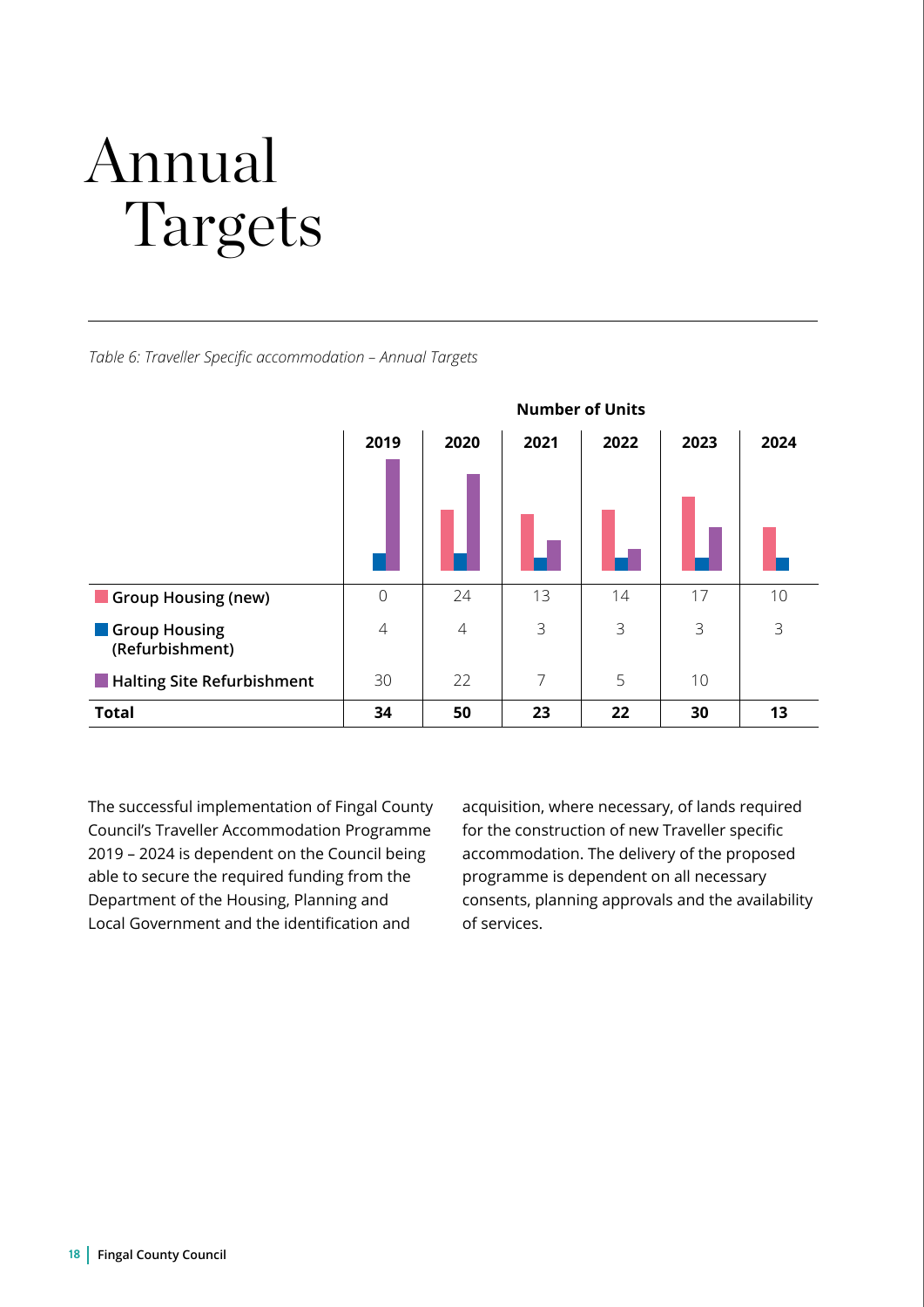# Annual Targets

*Table 6: Traveller Specific accommodation – Annual Targets*

| | Number of Units | | | | | |
|---|---|---|---|---|---|---|
| | **2019** | **2020** | **2021** | **2022** | **2023** | **2024** |
| **Group Housing (new)** | 0 | 24 | 13 | 14 | 17 | 10 |
| **Group Housing (Refurbishment)** | 4 | 4 | 3 | 3 | 3 | 3 |
| **Halting Site Refurbishment** | 30 | 22 | 7 | 5 | 10 | |
| **Total** | **34** | **50** | **23** | **22** | **30** | **13** |

The successful implementation of Fingal County Council's Traveller Accommodation Programme 2019 – 2024 is dependent on the Council being able to secure the required funding from the Department of the Housing, Planning and Local Government and the identification and acquisition, where necessary, of lands required for the construction of new Traveller specific accommodation. The delivery of the proposed programme is dependent on all necessary consents, planning approvals and the availability of services.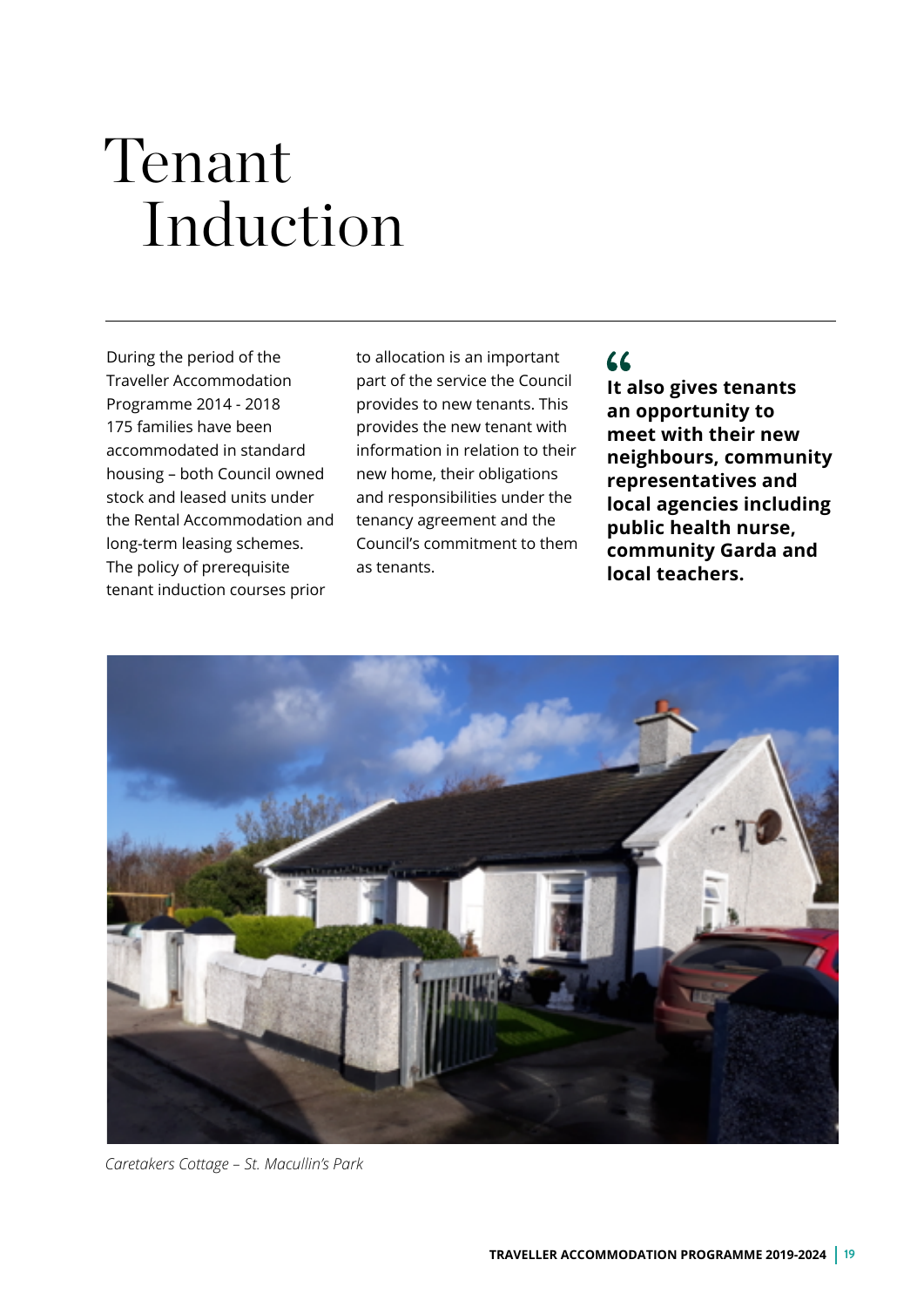# Tenant Induction

During the period of the Traveller Accommodation Programme 2014 - 2018 175 families have been accommodated in standard housing – both Council owned stock and leased units under the Rental Accommodation and long-term leasing schemes. The policy of prerequisite tenant induction courses prior to allocation is an important part of the service the Council provides to new tenants. This provides the new tenant with information in relation to their new home, their obligations and responsibilities under the tenancy agreement and the Council's commitment to them as tenants.

> **It also gives tenants an opportunity to meet with their new neighbours, community representatives and local agencies including public health nurse, community Garda and local teachers.**

*Caretakers Cottage – St. Macullin's Park*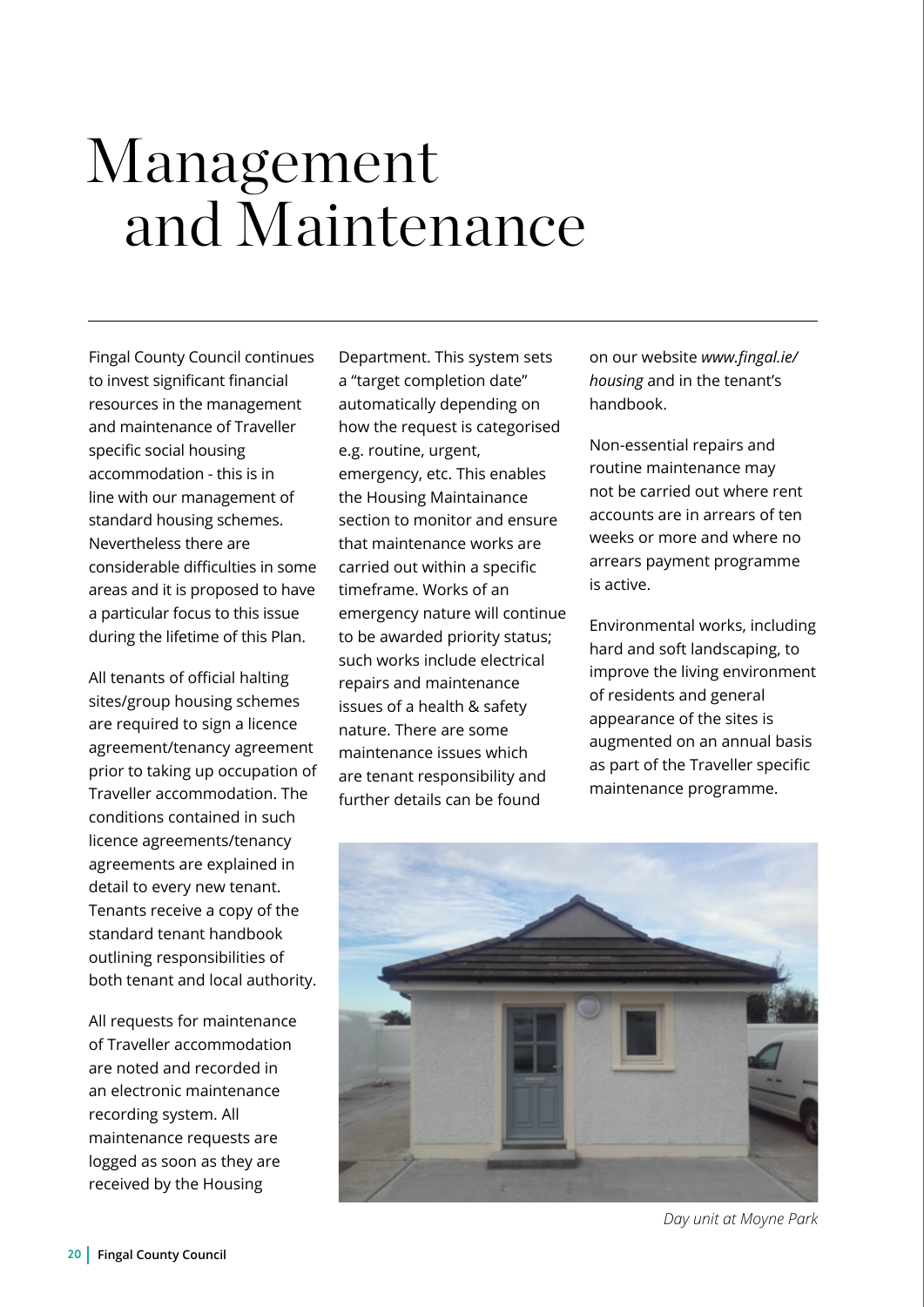# Management and Maintenance

Fingal County Council continues to invest significant financial resources in the management and maintenance of Traveller specific social housing accommodation - this is in line with our management of standard housing schemes. Nevertheless there are considerable difficulties in some areas and it is proposed to have a particular focus to this issue during the lifetime of this Plan.

All tenants of official halting sites/group housing schemes are required to sign a licence agreement/tenancy agreement prior to taking up occupation of Traveller accommodation. The conditions contained in such licence agreements/tenancy agreements are explained in detail to every new tenant. Tenants receive a copy of the standard tenant handbook outlining responsibilities of both tenant and local authority.

All requests for maintenance of Traveller accommodation are noted and recorded in an electronic maintenance recording system. All maintenance requests are logged as soon as they are received by the Housing Department. This system sets a "target completion date" automatically depending on how the request is categorised e.g. routine, urgent, emergency, etc. This enables the Housing Maintainance section to monitor and ensure that maintenance works are carried out within a specific timeframe. Works of an emergency nature will continue to be awarded priority status; such works include electrical repairs and maintenance issues of a health & safety nature. There are some maintenance issues which are tenant responsibility and further details can be found on our website *www.fingal.ie/housing* and in the tenant's handbook.

Non-essential repairs and routine maintenance may not be carried out where rent accounts are in arrears of ten weeks or more and where no arrears payment programme is active.

Environmental works, including hard and soft landscaping, to improve the living environment of residents and general appearance of the sites is augmented on an annual basis as part of the Traveller specific maintenance programme.

*Day unit at Moyne Park*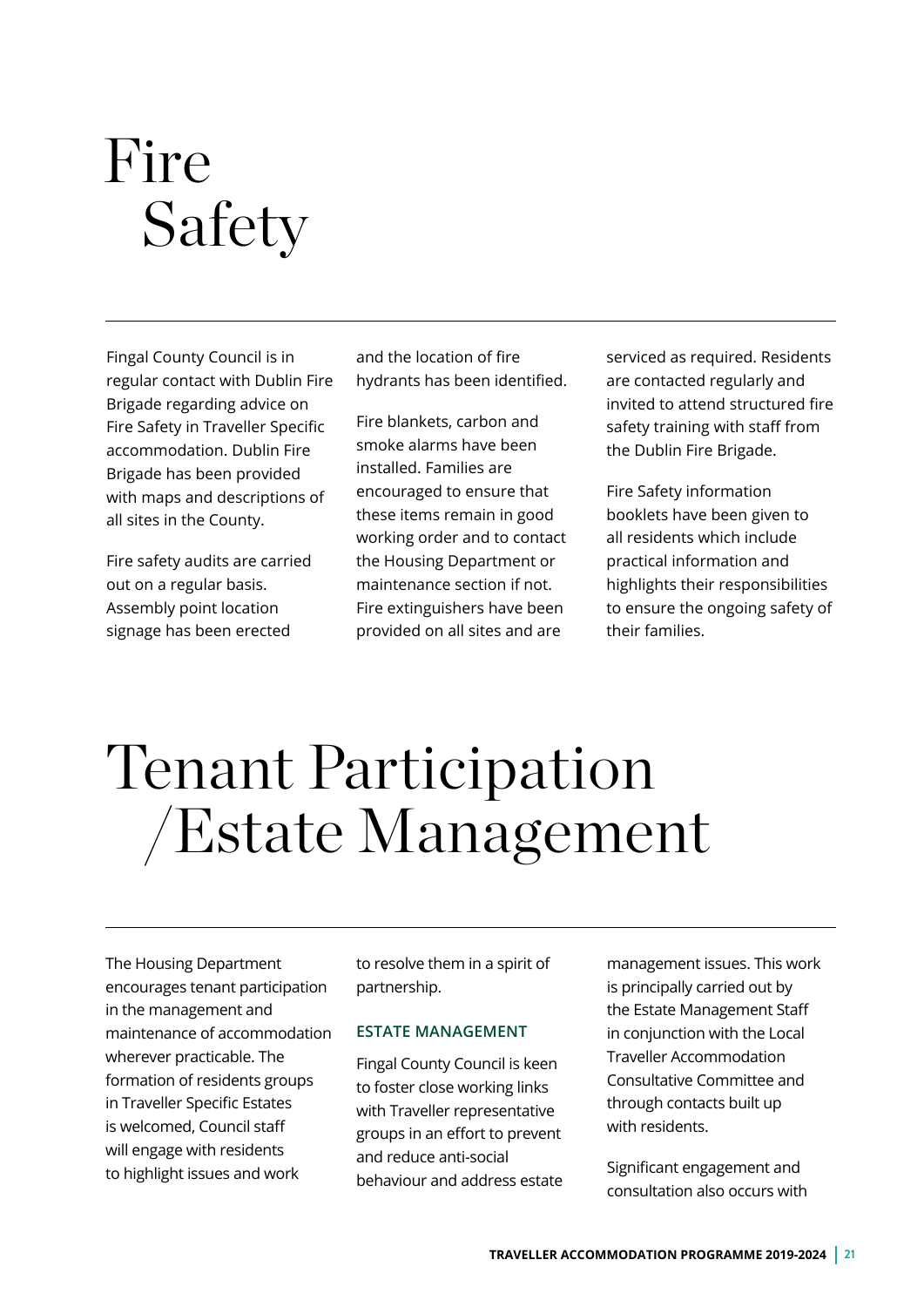# Fire Safety

Fingal County Council is in regular contact with Dublin Fire Brigade regarding advice on Fire Safety in Traveller Specific accommodation. Dublin Fire Brigade has been provided with maps and descriptions of all sites in the County.

Fire safety audits are carried out on a regular basis. Assembly point location signage has been erected and the location of fire hydrants has been identified.

Fire blankets, carbon and smoke alarms have been installed. Families are encouraged to ensure that these items remain in good working order and to contact the Housing Department or maintenance section if not. Fire extinguishers have been provided on all sites and are serviced as required. Residents are contacted regularly and invited to attend structured fire safety training with staff from the Dublin Fire Brigade.

Fire Safety information booklets have been given to all residents which include practical information and highlights their responsibilities to ensure the ongoing safety of their families.

# Tenant Participation /Estate Management

The Housing Department encourages tenant participation in the management and maintenance of accommodation wherever practicable. The formation of residents groups in Traveller Specific Estates is welcomed, Council staff will engage with residents to highlight issues and work to resolve them in a spirit of partnership.

## ESTATE MANAGEMENT

Fingal County Council is keen to foster close working links with Traveller representative groups in an effort to prevent and reduce anti-social behaviour and address estate management issues. This work is principally carried out by the Estate Management Staff in conjunction with the Local Traveller Accommodation Consultative Committee and through contacts built up with residents.

Significant engagement and consultation also occurs with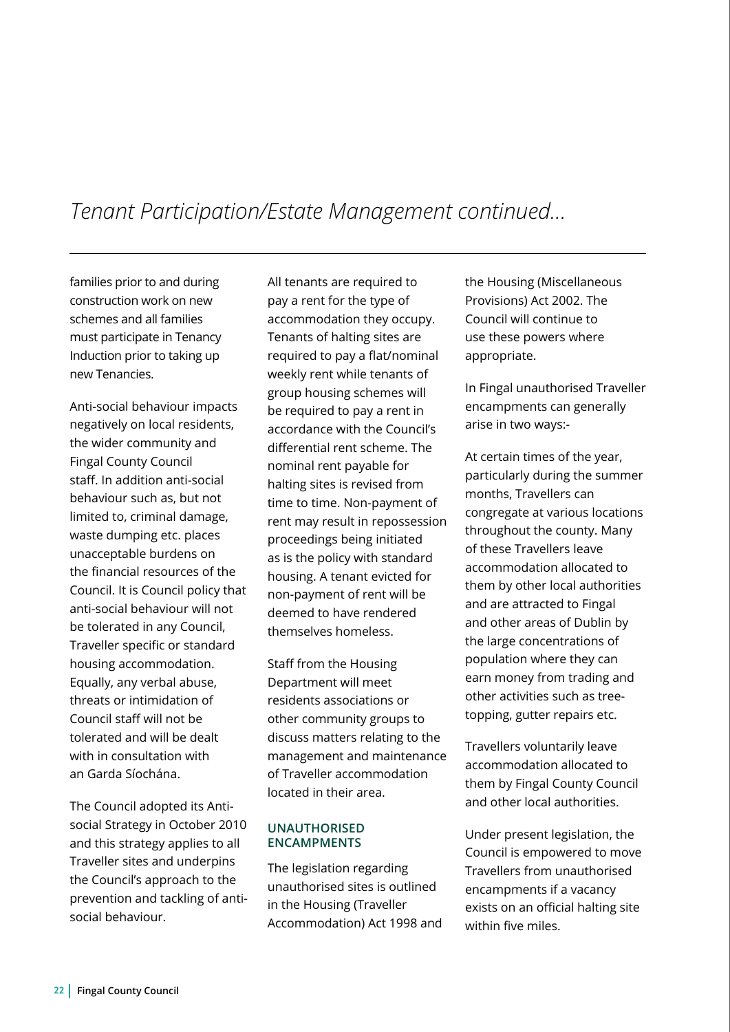# *Tenant Participation/Estate Management continued...*

families prior to and during construction work on new schemes and all families must participate in Tenancy Induction prior to taking up new Tenancies.

Anti-social behaviour impacts negatively on local residents, the wider community and Fingal County Council staff. In addition anti-social behaviour such as, but not limited to, criminal damage, waste dumping etc. places unacceptable burdens on the financial resources of the Council. It is Council policy that anti-social behaviour will not be tolerated in any Council, Traveller specific or standard housing accommodation. Equally, any verbal abuse, threats or intimidation of Council staff will not be tolerated and will be dealt with in consultation with an Garda Síochána.

The Council adopted its Anti-social Strategy in October 2010 and this strategy applies to all Traveller sites and underpins the Council's approach to the prevention and tackling of anti-social behaviour.

All tenants are required to pay a rent for the type of accommodation they occupy. Tenants of halting sites are required to pay a flat/nominal weekly rent while tenants of group housing schemes will be required to pay a rent in accordance with the Council's differential rent scheme. The nominal rent payable for halting sites is revised from time to time. Non-payment of rent may result in repossession proceedings being initiated as is the policy with standard housing. A tenant evicted for non-payment of rent will be deemed to have rendered themselves homeless.

Staff from the Housing Department will meet residents associations or other community groups to discuss matters relating to the management and maintenance of Traveller accommodation located in their area.

### UNAUTHORISED ENCAMPMENTS

The legislation regarding unauthorised sites is outlined in the Housing (Traveller Accommodation) Act 1998 and the Housing (Miscellaneous Provisions) Act 2002. The Council will continue to use these powers where appropriate.

In Fingal unauthorised Traveller encampments can generally arise in two ways:-

At certain times of the year, particularly during the summer months, Travellers can congregate at various locations throughout the county. Many of these Travellers leave accommodation allocated to them by other local authorities and are attracted to Fingal and other areas of Dublin by the large concentrations of population where they can earn money from trading and other activities such as tree-topping, gutter repairs etc.

Travellers voluntarily leave accommodation allocated to them by Fingal County Council and other local authorities.

Under present legislation, the Council is empowered to move Travellers from unauthorised encampments if a vacancy exists on an official halting site within five miles.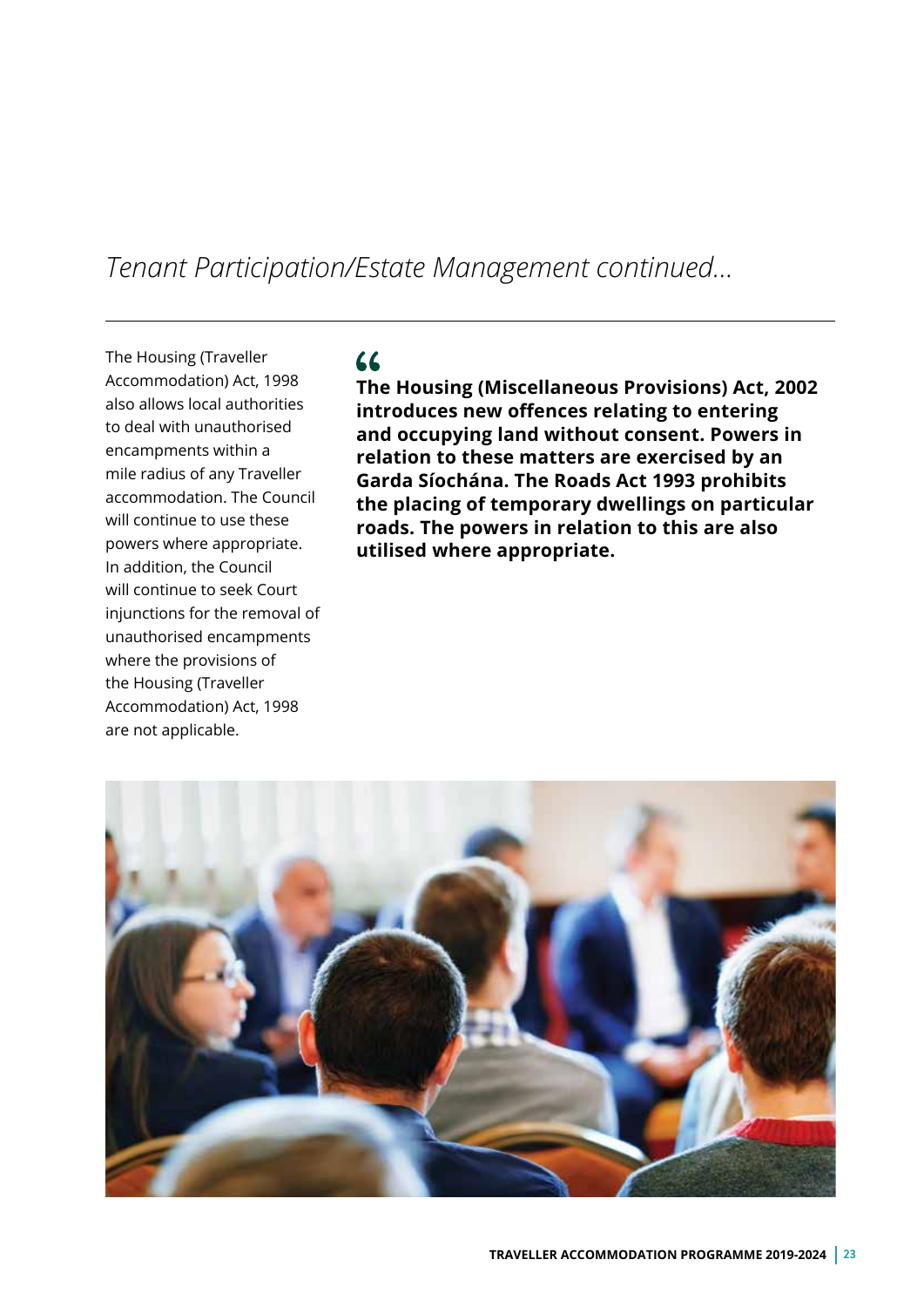*Tenant Participation/Estate Management continued...*

The Housing (Traveller Accommodation) Act, 1998 also allows local authorities to deal with unauthorised encampments within a mile radius of any Traveller accommodation. The Council will continue to use these powers where appropriate. In addition, the Council will continue to seek Court injunctions for the removal of unauthorised encampments where the provisions of the Housing (Traveller Accommodation) Act, 1998 are not applicable.

**The Housing (Miscellaneous Provisions) Act, 2002 introduces new offences relating to entering and occupying land without consent. Powers in relation to these matters are exercised by an Garda Síochána. The Roads Act 1993 prohibits the placing of temporary dwellings on particular roads. The powers in relation to this are also utilised where appropriate.**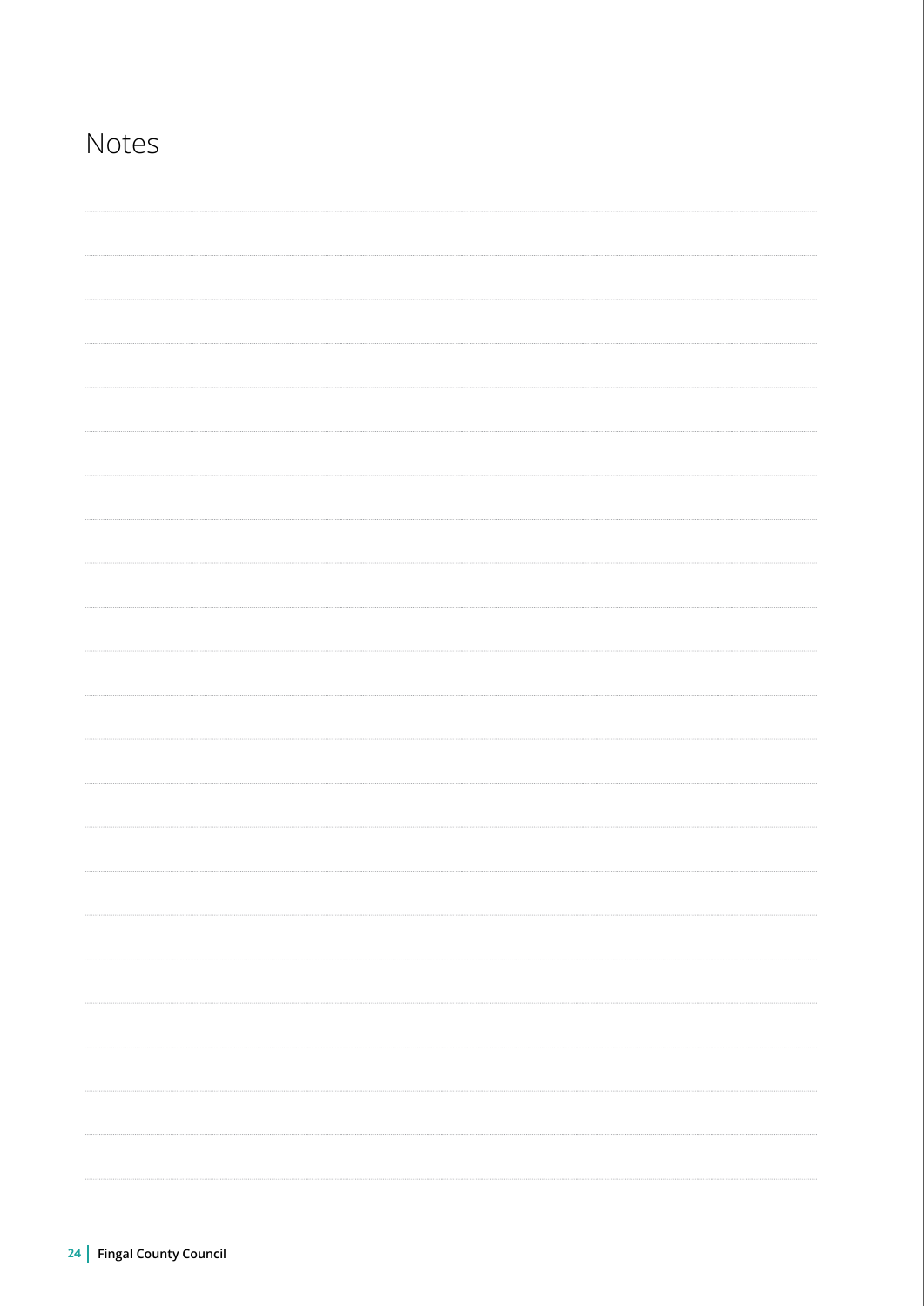# Notes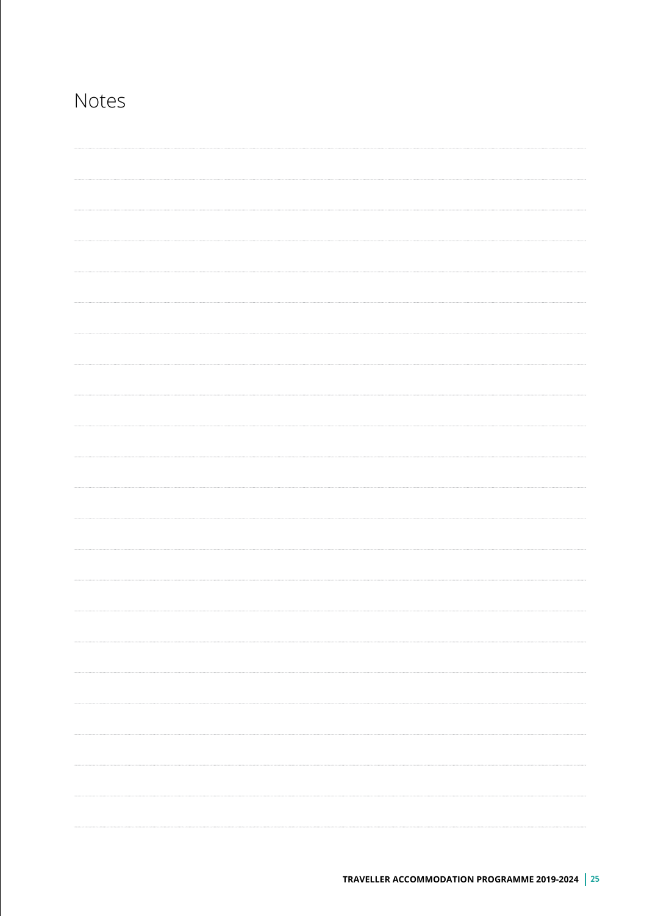# Notes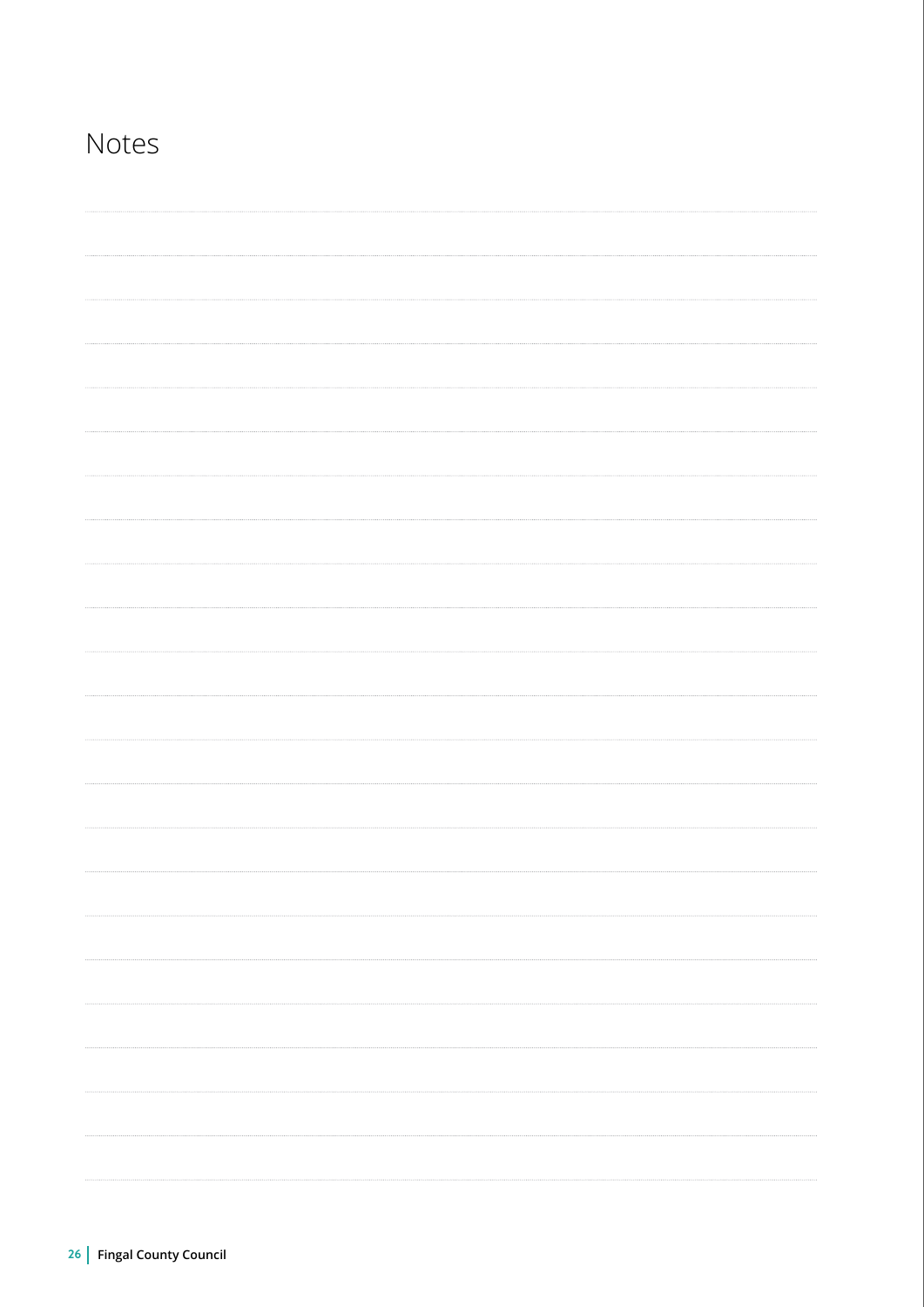# Notes